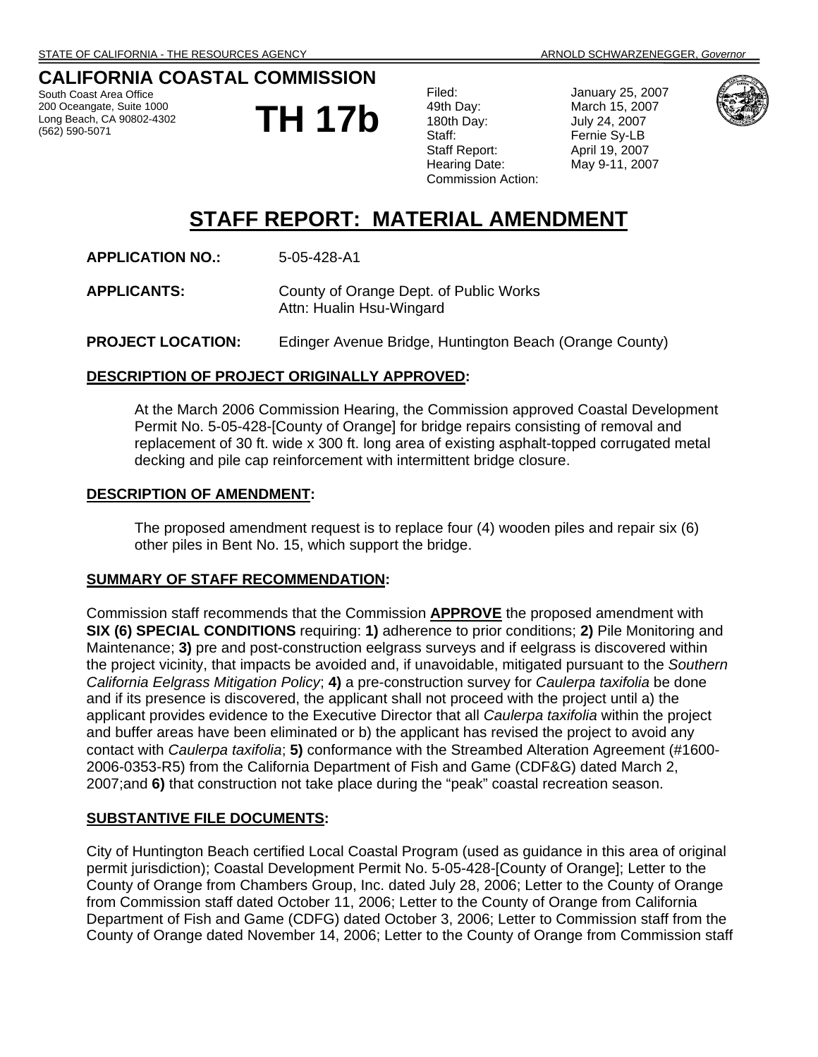STATE OF CALIFORNIA - THE RESOURCES AGENCY ARNOLD SCHWARZENEGGER, *Governor*

# CALIFORNIA COASTAL COMMISSION

South Coast Area Office
200 Oceangate, Suite 1000
Long Beach, CA 90802-4302
(562) 590-5071

# TH 17b

| | |
|---|---|
| Filed: | January 25, 2007 |
| 49th Day: | March 15, 2007 |
| 180th Day: | July 24, 2007 |
| Staff: | Fernie Sy-LB |
| Staff Report: | April 19, 2007 |
| Hearing Date: | May 9-11, 2007 |
| Commission Action: | |

## STAFF REPORT: MATERIAL AMENDMENT

**APPLICATION NO.:** 5-05-428-A1

**APPLICANTS:** County of Orange Dept. of Public Works
Attn: Hualin Hsu-Wingard

**PROJECT LOCATION:** Edinger Avenue Bridge, Huntington Beach (Orange County)

### DESCRIPTION OF PROJECT ORIGINALLY APPROVED:

At the March 2006 Commission Hearing, the Commission approved Coastal Development Permit No. 5-05-428-[County of Orange] for bridge repairs consisting of removal and replacement of 30 ft. wide x 300 ft. long area of existing asphalt-topped corrugated metal decking and pile cap reinforcement with intermittent bridge closure.

### DESCRIPTION OF AMENDMENT:

The proposed amendment request is to replace four (4) wooden piles and repair six (6) other piles in Bent No. 15, which support the bridge.

### SUMMARY OF STAFF RECOMMENDATION:

Commission staff recommends that the Commission **APPROVE** the proposed amendment with **SIX (6) SPECIAL CONDITIONS** requiring: **1)** adherence to prior conditions; **2)** Pile Monitoring and Maintenance; **3)** pre and post-construction eelgrass surveys and if eelgrass is discovered within the project vicinity, that impacts be avoided and, if unavoidable, mitigated pursuant to the *Southern California Eelgrass Mitigation Policy*; **4)** a pre-construction survey for *Caulerpa taxifolia* be done and if its presence is discovered, the applicant shall not proceed with the project until a) the applicant provides evidence to the Executive Director that all *Caulerpa taxifolia* within the project and buffer areas have been eliminated or b) the applicant has revised the project to avoid any contact with *Caulerpa taxifolia*; **5)** conformance with the Streambed Alteration Agreement (#1600-2006-0353-R5) from the California Department of Fish and Game (CDF&G) dated March 2, 2007;and **6)** that construction not take place during the "peak" coastal recreation season.

### SUBSTANTIVE FILE DOCUMENTS:

City of Huntington Beach certified Local Coastal Program (used as guidance in this area of original permit jurisdiction); Coastal Development Permit No. 5-05-428-[County of Orange]; Letter to the County of Orange from Chambers Group, Inc. dated July 28, 2006; Letter to the County of Orange from Commission staff dated October 11, 2006; Letter to the County of Orange from California Department of Fish and Game (CDFG) dated October 3, 2006; Letter to Commission staff from the County of Orange dated November 14, 2006; Letter to the County of Orange from Commission staff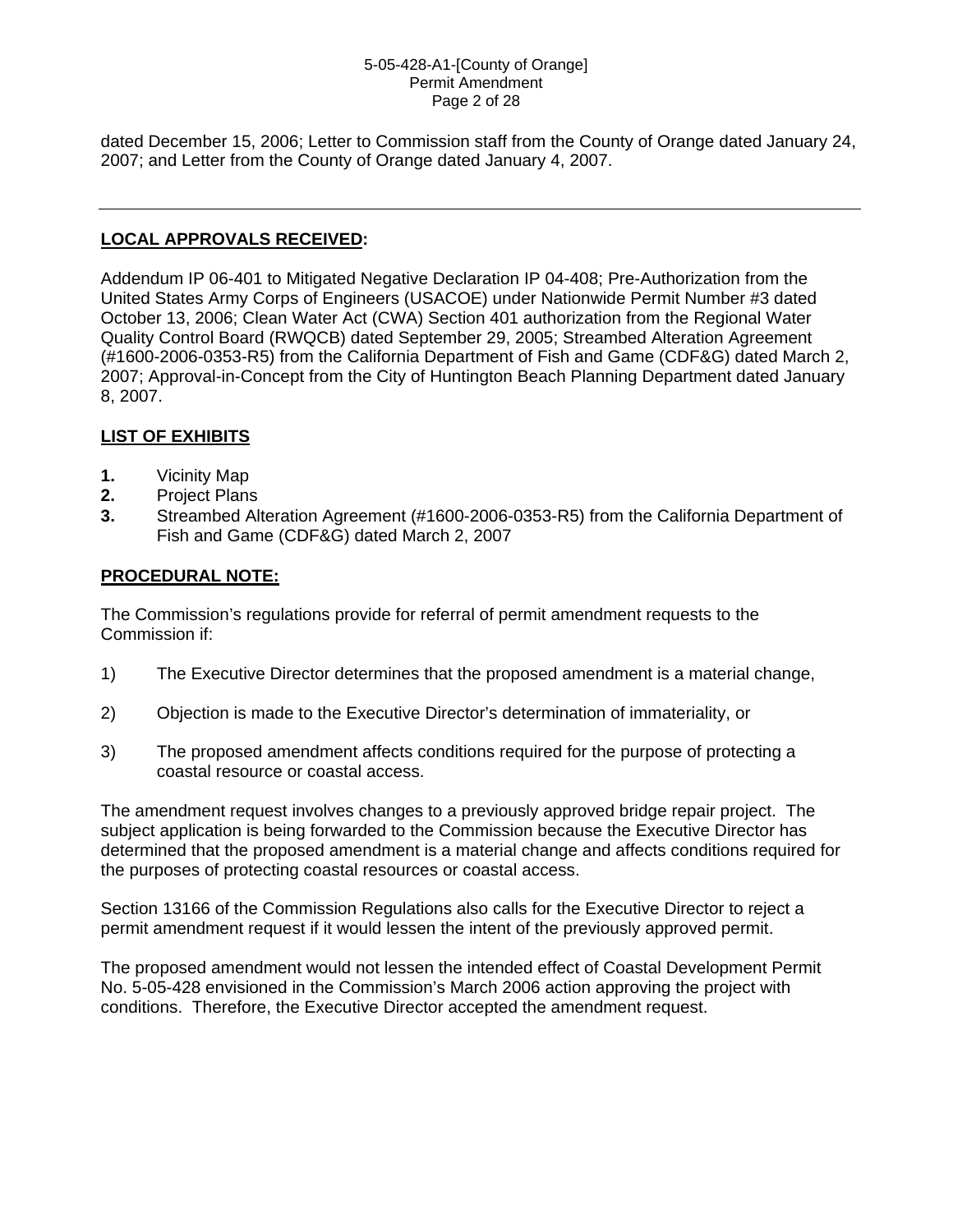dated December 15, 2006; Letter to Commission staff from the County of Orange dated January 24, 2007; and Letter from the County of Orange dated January 4, 2007.

---

**LOCAL APPROVALS RECEIVED:**

Addendum IP 06-401 to Mitigated Negative Declaration IP 04-408; Pre-Authorization from the United States Army Corps of Engineers (USACOE) under Nationwide Permit Number #3 dated October 13, 2006; Clean Water Act (CWA) Section 401 authorization from the Regional Water Quality Control Board (RWQCB) dated September 29, 2005; Streambed Alteration Agreement (#1600-2006-0353-R5) from the California Department of Fish and Game (CDF&G) dated March 2, 2007; Approval-in-Concept from the City of Huntington Beach Planning Department dated January 8, 2007.

**LIST OF EXHIBITS**

1. Vicinity Map
2. Project Plans
3. Streambed Alteration Agreement (#1600-2006-0353-R5) from the California Department of Fish and Game (CDF&G) dated March 2, 2007

**PROCEDURAL NOTE:**

The Commission's regulations provide for referral of permit amendment requests to the Commission if:

1) The Executive Director determines that the proposed amendment is a material change,

2) Objection is made to the Executive Director's determination of immateriality, or

3) The proposed amendment affects conditions required for the purpose of protecting a coastal resource or coastal access.

The amendment request involves changes to a previously approved bridge repair project. The subject application is being forwarded to the Commission because the Executive Director has determined that the proposed amendment is a material change and affects conditions required for the purposes of protecting coastal resources or coastal access.

Section 13166 of the Commission Regulations also calls for the Executive Director to reject a permit amendment request if it would lessen the intent of the previously approved permit.

The proposed amendment would not lessen the intended effect of Coastal Development Permit No. 5-05-428 envisioned in the Commission's March 2006 action approving the project with conditions. Therefore, the Executive Director accepted the amendment request.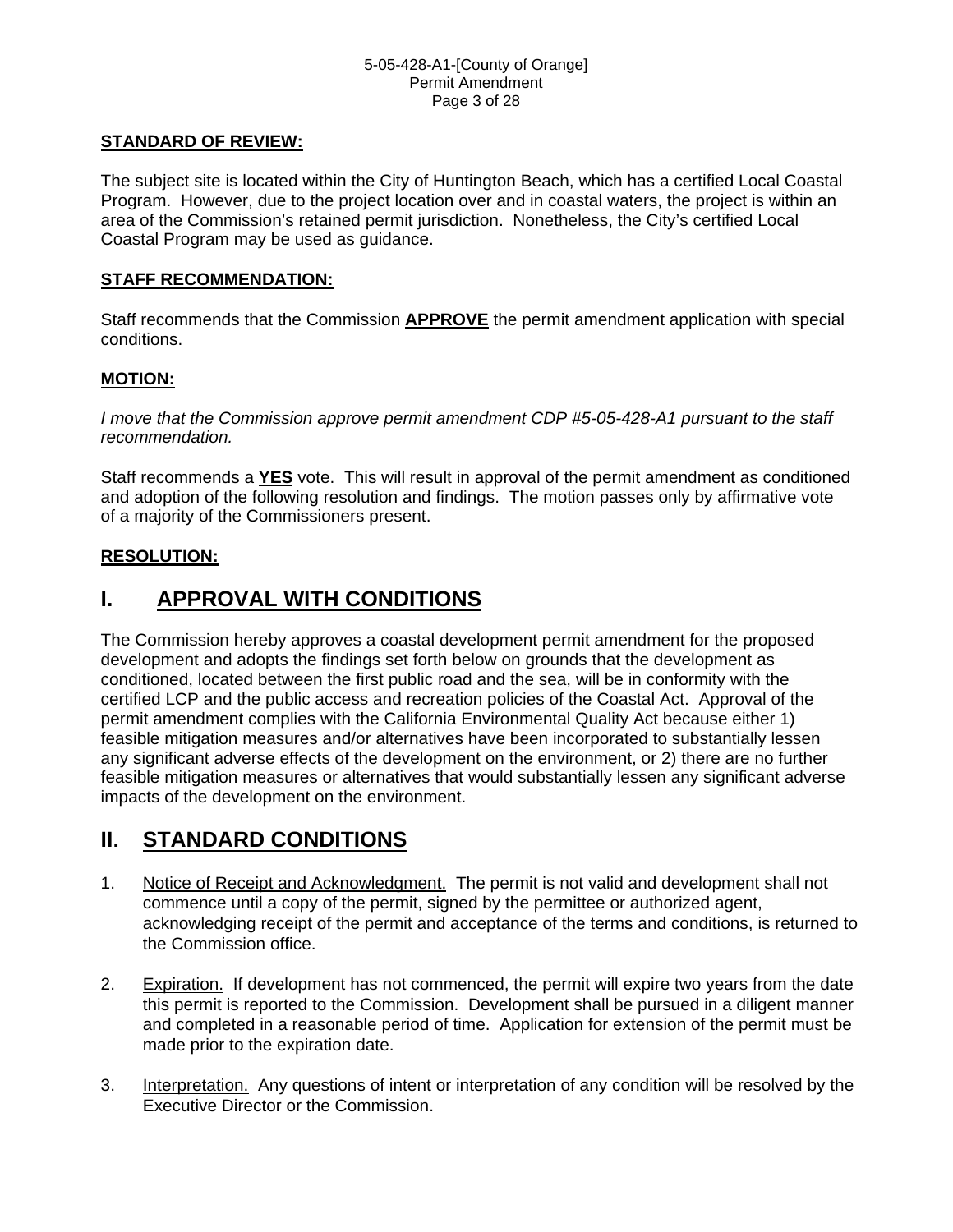**STANDARD OF REVIEW:**

The subject site is located within the City of Huntington Beach, which has a certified Local Coastal Program. However, due to the project location over and in coastal waters, the project is within an area of the Commission's retained permit jurisdiction. Nonetheless, the City's certified Local Coastal Program may be used as guidance.

**STAFF RECOMMENDATION:**

Staff recommends that the Commission **APPROVE** the permit amendment application with special conditions.

**MOTION:**

*I move that the Commission approve permit amendment CDP #5-05-428-A1 pursuant to the staff recommendation.*

Staff recommends a **YES** vote. This will result in approval of the permit amendment as conditioned and adoption of the following resolution and findings. The motion passes only by affirmative vote of a majority of the Commissioners present.

**RESOLUTION:**

# I. APPROVAL WITH CONDITIONS

The Commission hereby approves a coastal development permit amendment for the proposed development and adopts the findings set forth below on grounds that the development as conditioned, located between the first public road and the sea, will be in conformity with the certified LCP and the public access and recreation policies of the Coastal Act. Approval of the permit amendment complies with the California Environmental Quality Act because either 1) feasible mitigation measures and/or alternatives have been incorporated to substantially lessen any significant adverse effects of the development on the environment, or 2) there are no further feasible mitigation measures or alternatives that would substantially lessen any significant adverse impacts of the development on the environment.

# II. STANDARD CONDITIONS

1. Notice of Receipt and Acknowledgment. The permit is not valid and development shall not commence until a copy of the permit, signed by the permittee or authorized agent, acknowledging receipt of the permit and acceptance of the terms and conditions, is returned to the Commission office.

2. Expiration. If development has not commenced, the permit will expire two years from the date this permit is reported to the Commission. Development shall be pursued in a diligent manner and completed in a reasonable period of time. Application for extension of the permit must be made prior to the expiration date.

3. Interpretation. Any questions of intent or interpretation of any condition will be resolved by the Executive Director or the Commission.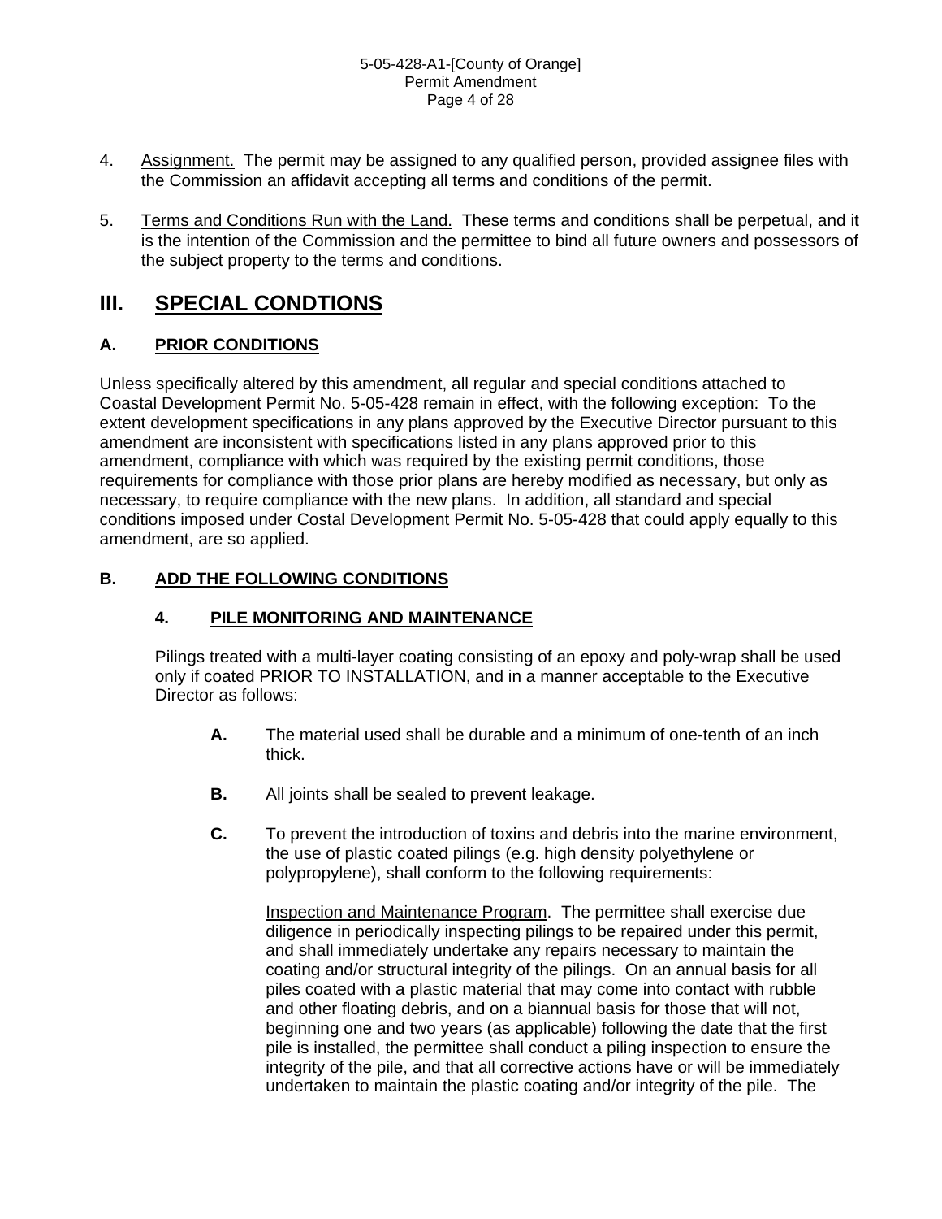4. Assignment. The permit may be assigned to any qualified person, provided assignee files with the Commission an affidavit accepting all terms and conditions of the permit.

5. Terms and Conditions Run with the Land. These terms and conditions shall be perpetual, and it is the intention of the Commission and the permittee to bind all future owners and possessors of the subject property to the terms and conditions.

# III. SPECIAL CONDTIONS

## A. PRIOR CONDITIONS

Unless specifically altered by this amendment, all regular and special conditions attached to Coastal Development Permit No. 5-05-428 remain in effect, with the following exception: To the extent development specifications in any plans approved by the Executive Director pursuant to this amendment are inconsistent with specifications listed in any plans approved prior to this amendment, compliance with which was required by the existing permit conditions, those requirements for compliance with those prior plans are hereby modified as necessary, but only as necessary, to require compliance with the new plans. In addition, all standard and special conditions imposed under Costal Development Permit No. 5-05-428 that could apply equally to this amendment, are so applied.

## B. ADD THE FOLLOWING CONDITIONS

### 4. PILE MONITORING AND MAINTENANCE

Pilings treated with a multi-layer coating consisting of an epoxy and poly-wrap shall be used only if coated PRIOR TO INSTALLATION, and in a manner acceptable to the Executive Director as follows:

**A.** The material used shall be durable and a minimum of one-tenth of an inch thick.

**B.** All joints shall be sealed to prevent leakage.

**C.** To prevent the introduction of toxins and debris into the marine environment, the use of plastic coated pilings (e.g. high density polyethylene or polypropylene), shall conform to the following requirements:

Inspection and Maintenance Program. The permittee shall exercise due diligence in periodically inspecting pilings to be repaired under this permit, and shall immediately undertake any repairs necessary to maintain the coating and/or structural integrity of the pilings. On an annual basis for all piles coated with a plastic material that may come into contact with rubble and other floating debris, and on a biannual basis for those that will not, beginning one and two years (as applicable) following the date that the first pile is installed, the permittee shall conduct a piling inspection to ensure the integrity of the pile, and that all corrective actions have or will be immediately undertaken to maintain the plastic coating and/or integrity of the pile. The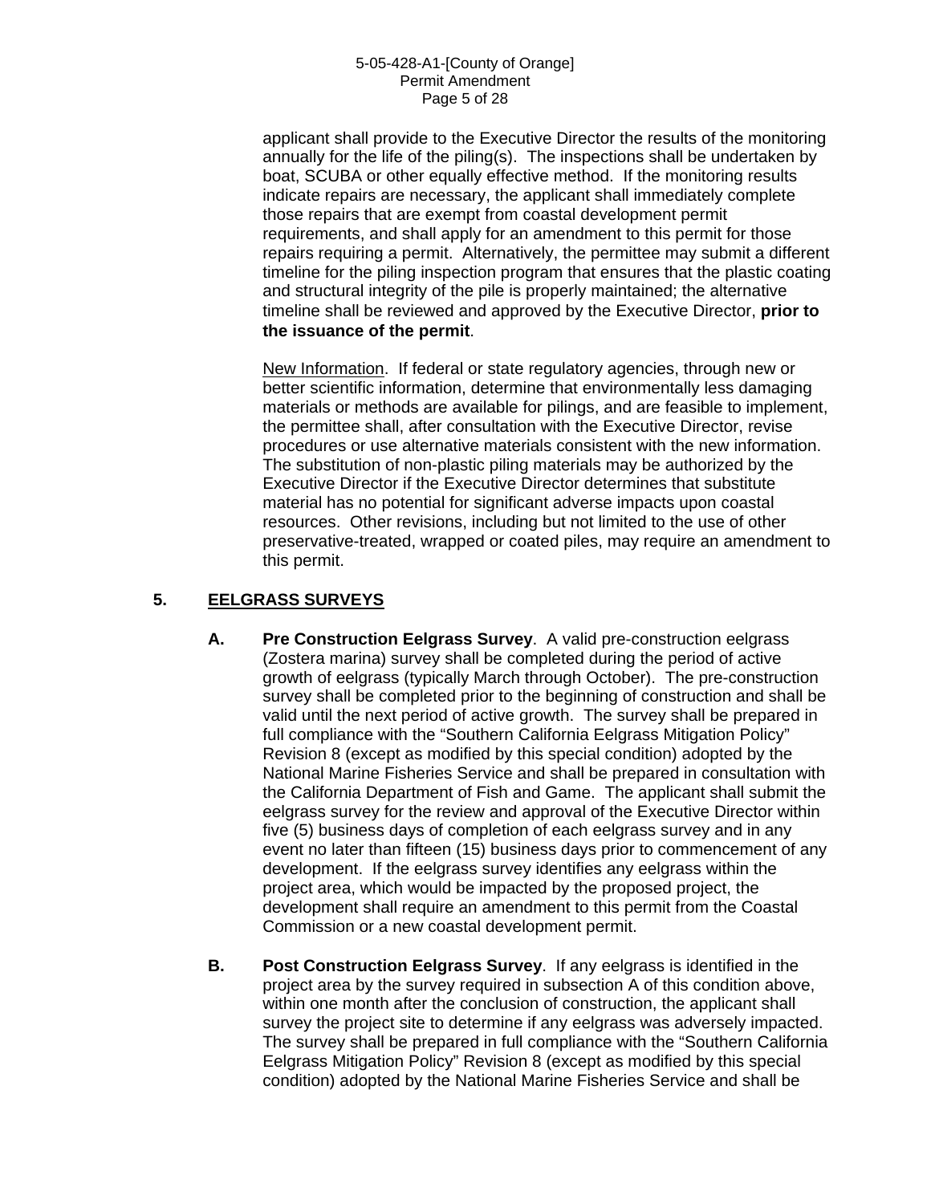applicant shall provide to the Executive Director the results of the monitoring annually for the life of the piling(s). The inspections shall be undertaken by boat, SCUBA or other equally effective method. If the monitoring results indicate repairs are necessary, the applicant shall immediately complete those repairs that are exempt from coastal development permit requirements, and shall apply for an amendment to this permit for those repairs requiring a permit. Alternatively, the permittee may submit a different timeline for the piling inspection program that ensures that the plastic coating and structural integrity of the pile is properly maintained; the alternative timeline shall be reviewed and approved by the Executive Director, **prior to the issuance of the permit**.

New Information. If federal or state regulatory agencies, through new or better scientific information, determine that environmentally less damaging materials or methods are available for pilings, and are feasible to implement, the permittee shall, after consultation with the Executive Director, revise procedures or use alternative materials consistent with the new information. The substitution of non-plastic piling materials may be authorized by the Executive Director if the Executive Director determines that substitute material has no potential for significant adverse impacts upon coastal resources. Other revisions, including but not limited to the use of other preservative-treated, wrapped or coated piles, may require an amendment to this permit.

**5. EELGRASS SURVEYS**

**A. Pre Construction Eelgrass Survey**. A valid pre-construction eelgrass (Zostera marina) survey shall be completed during the period of active growth of eelgrass (typically March through October). The pre-construction survey shall be completed prior to the beginning of construction and shall be valid until the next period of active growth. The survey shall be prepared in full compliance with the "Southern California Eelgrass Mitigation Policy" Revision 8 (except as modified by this special condition) adopted by the National Marine Fisheries Service and shall be prepared in consultation with the California Department of Fish and Game. The applicant shall submit the eelgrass survey for the review and approval of the Executive Director within five (5) business days of completion of each eelgrass survey and in any event no later than fifteen (15) business days prior to commencement of any development. If the eelgrass survey identifies any eelgrass within the project area, which would be impacted by the proposed project, the development shall require an amendment to this permit from the Coastal Commission or a new coastal development permit.

**B. Post Construction Eelgrass Survey**. If any eelgrass is identified in the project area by the survey required in subsection A of this condition above, within one month after the conclusion of construction, the applicant shall survey the project site to determine if any eelgrass was adversely impacted. The survey shall be prepared in full compliance with the "Southern California Eelgrass Mitigation Policy" Revision 8 (except as modified by this special condition) adopted by the National Marine Fisheries Service and shall be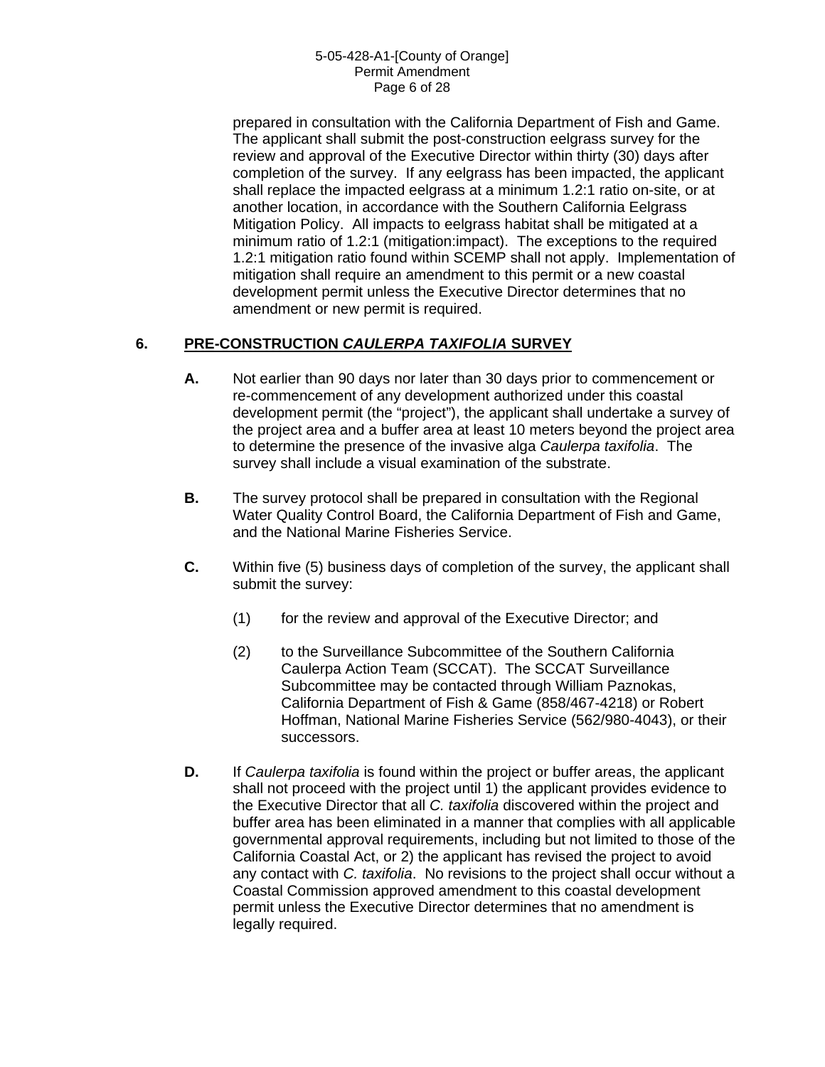prepared in consultation with the California Department of Fish and Game. The applicant shall submit the post-construction eelgrass survey for the review and approval of the Executive Director within thirty (30) days after completion of the survey. If any eelgrass has been impacted, the applicant shall replace the impacted eelgrass at a minimum 1.2:1 ratio on-site, or at another location, in accordance with the Southern California Eelgrass Mitigation Policy. All impacts to eelgrass habitat shall be mitigated at a minimum ratio of 1.2:1 (mitigation:impact). The exceptions to the required 1.2:1 mitigation ratio found within SCEMP shall not apply. Implementation of mitigation shall require an amendment to this permit or a new coastal development permit unless the Executive Director determines that no amendment or new permit is required.

## 6. PRE-CONSTRUCTION *CAULERPA TAXIFOLIA* SURVEY

**A.** Not earlier than 90 days nor later than 30 days prior to commencement or re-commencement of any development authorized under this coastal development permit (the "project"), the applicant shall undertake a survey of the project area and a buffer area at least 10 meters beyond the project area to determine the presence of the invasive alga *Caulerpa taxifolia*. The survey shall include a visual examination of the substrate.

**B.** The survey protocol shall be prepared in consultation with the Regional Water Quality Control Board, the California Department of Fish and Game, and the National Marine Fisheries Service.

**C.** Within five (5) business days of completion of the survey, the applicant shall submit the survey:

(1) for the review and approval of the Executive Director; and

(2) to the Surveillance Subcommittee of the Southern California Caulerpa Action Team (SCCAT). The SCCAT Surveillance Subcommittee may be contacted through William Paznokas, California Department of Fish & Game (858/467-4218) or Robert Hoffman, National Marine Fisheries Service (562/980-4043), or their successors.

**D.** If *Caulerpa taxifolia* is found within the project or buffer areas, the applicant shall not proceed with the project until 1) the applicant provides evidence to the Executive Director that all *C. taxifolia* discovered within the project and buffer area has been eliminated in a manner that complies with all applicable governmental approval requirements, including but not limited to those of the California Coastal Act, or 2) the applicant has revised the project to avoid any contact with *C. taxifolia*. No revisions to the project shall occur without a Coastal Commission approved amendment to this coastal development permit unless the Executive Director determines that no amendment is legally required.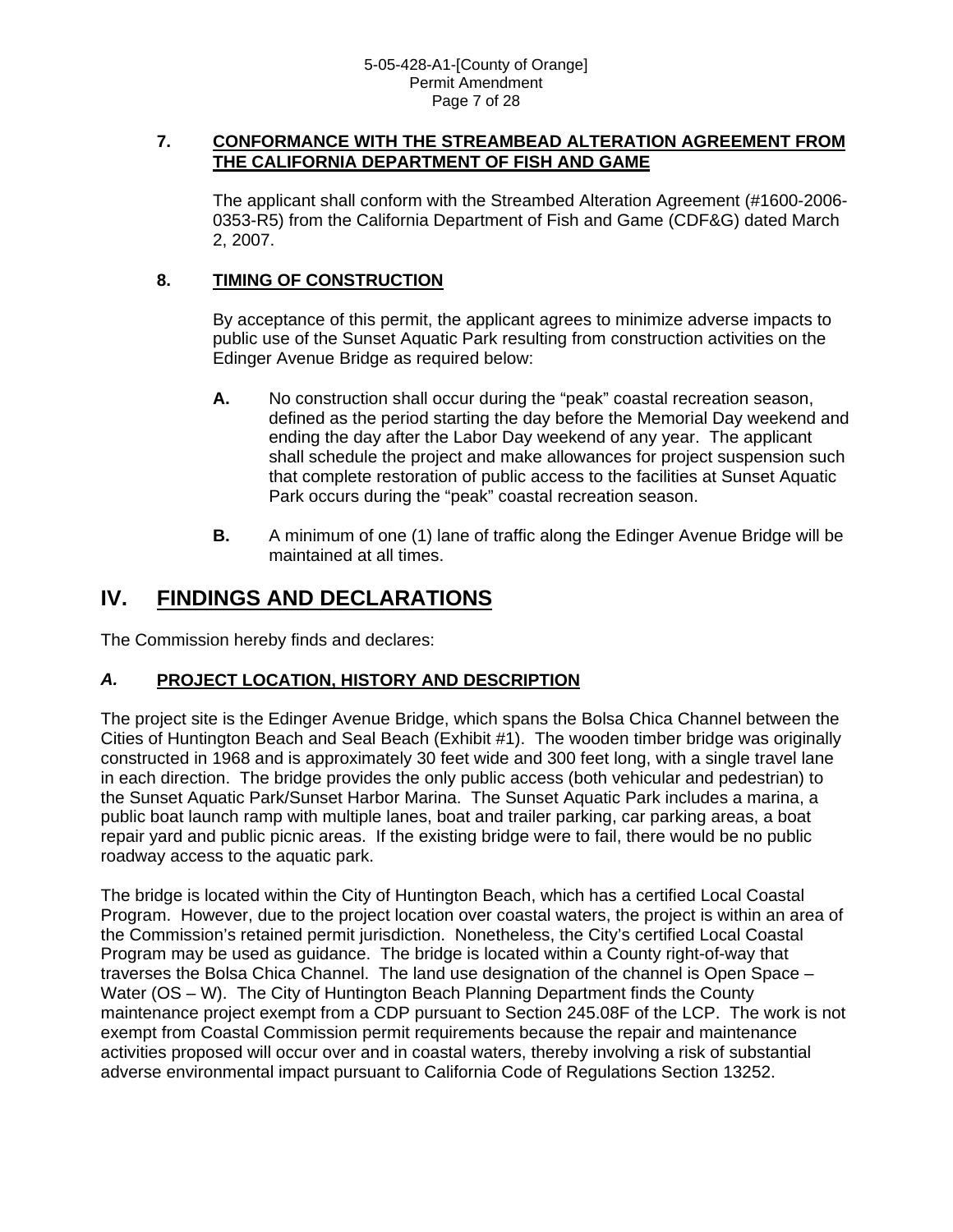**7. CONFORMANCE WITH THE STREAMBEAD ALTERATION AGREEMENT FROM THE CALIFORNIA DEPARTMENT OF FISH AND GAME**

The applicant shall conform with the Streambed Alteration Agreement (#1600-2006-0353-R5) from the California Department of Fish and Game (CDF&G) dated March 2, 2007.

**8. TIMING OF CONSTRUCTION**

By acceptance of this permit, the applicant agrees to minimize adverse impacts to public use of the Sunset Aquatic Park resulting from construction activities on the Edinger Avenue Bridge as required below:

**A.** No construction shall occur during the "peak" coastal recreation season, defined as the period starting the day before the Memorial Day weekend and ending the day after the Labor Day weekend of any year. The applicant shall schedule the project and make allowances for project suspension such that complete restoration of public access to the facilities at Sunset Aquatic Park occurs during the "peak" coastal recreation season.

**B.** A minimum of one (1) lane of traffic along the Edinger Avenue Bridge will be maintained at all times.

# IV. FINDINGS AND DECLARATIONS

The Commission hereby finds and declares:

## *A.* PROJECT LOCATION, HISTORY AND DESCRIPTION

The project site is the Edinger Avenue Bridge, which spans the Bolsa Chica Channel between the Cities of Huntington Beach and Seal Beach (Exhibit #1). The wooden timber bridge was originally constructed in 1968 and is approximately 30 feet wide and 300 feet long, with a single travel lane in each direction. The bridge provides the only public access (both vehicular and pedestrian) to the Sunset Aquatic Park/Sunset Harbor Marina. The Sunset Aquatic Park includes a marina, a public boat launch ramp with multiple lanes, boat and trailer parking, car parking areas, a boat repair yard and public picnic areas. If the existing bridge were to fail, there would be no public roadway access to the aquatic park.

The bridge is located within the City of Huntington Beach, which has a certified Local Coastal Program. However, due to the project location over coastal waters, the project is within an area of the Commission's retained permit jurisdiction. Nonetheless, the City's certified Local Coastal Program may be used as guidance. The bridge is located within a County right-of-way that traverses the Bolsa Chica Channel. The land use designation of the channel is Open Space – Water (OS – W). The City of Huntington Beach Planning Department finds the County maintenance project exempt from a CDP pursuant to Section 245.08F of the LCP. The work is not exempt from Coastal Commission permit requirements because the repair and maintenance activities proposed will occur over and in coastal waters, thereby involving a risk of substantial adverse environmental impact pursuant to California Code of Regulations Section 13252.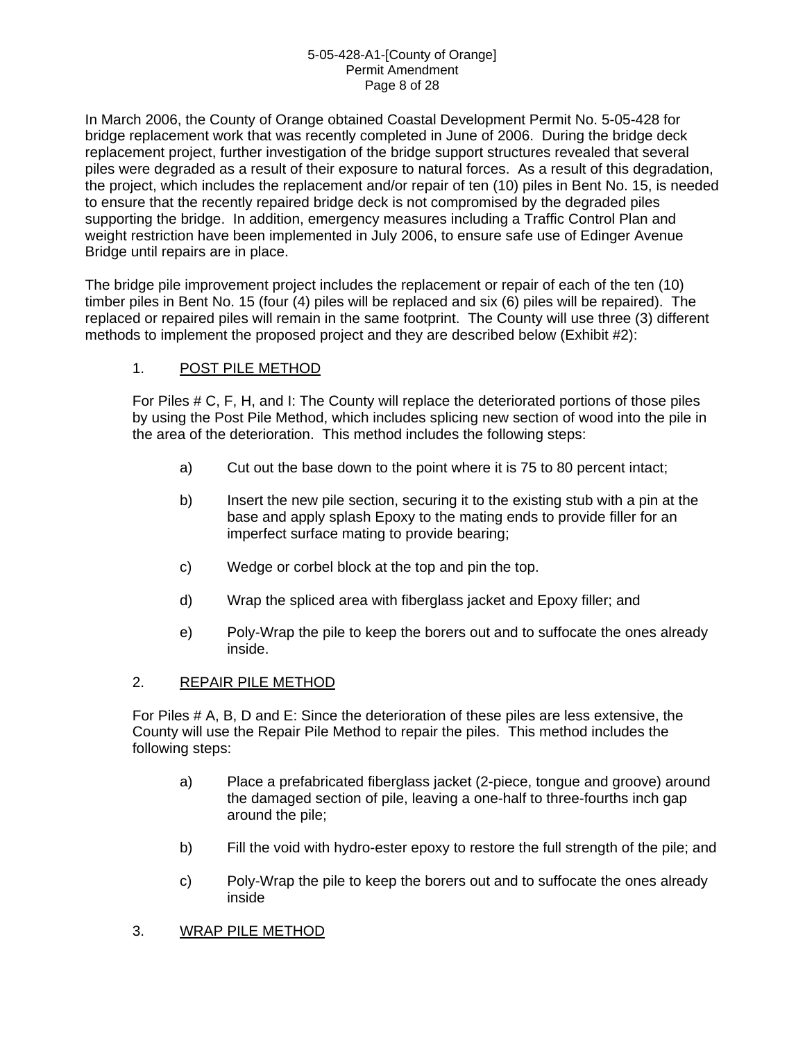In March 2006, the County of Orange obtained Coastal Development Permit No. 5-05-428 for bridge replacement work that was recently completed in June of 2006. During the bridge deck replacement project, further investigation of the bridge support structures revealed that several piles were degraded as a result of their exposure to natural forces. As a result of this degradation, the project, which includes the replacement and/or repair of ten (10) piles in Bent No. 15, is needed to ensure that the recently repaired bridge deck is not compromised by the degraded piles supporting the bridge. In addition, emergency measures including a Traffic Control Plan and weight restriction have been implemented in July 2006, to ensure safe use of Edinger Avenue Bridge until repairs are in place.

The bridge pile improvement project includes the replacement or repair of each of the ten (10) timber piles in Bent No. 15 (four (4) piles will be replaced and six (6) piles will be repaired). The replaced or repaired piles will remain in the same footprint. The County will use three (3) different methods to implement the proposed project and they are described below (Exhibit #2):

1. <u>POST PILE METHOD</u>

   For Piles # C, F, H, and I: The County will replace the deteriorated portions of those piles by using the Post Pile Method, which includes splicing new section of wood into the pile in the area of the deterioration. This method includes the following steps:

   a) Cut out the base down to the point where it is 75 to 80 percent intact;

   b) Insert the new pile section, securing it to the existing stub with a pin at the base and apply splash Epoxy to the mating ends to provide filler for an imperfect surface mating to provide bearing;

   c) Wedge or corbel block at the top and pin the top.

   d) Wrap the spliced area with fiberglass jacket and Epoxy filler; and

   e) Poly-Wrap the pile to keep the borers out and to suffocate the ones already inside.

2. <u>REPAIR PILE METHOD</u>

   For Piles # A, B, D and E: Since the deterioration of these piles are less extensive, the County will use the Repair Pile Method to repair the piles. This method includes the following steps:

   a) Place a prefabricated fiberglass jacket (2-piece, tongue and groove) around the damaged section of pile, leaving a one-half to three-fourths inch gap around the pile;

   b) Fill the void with hydro-ester epoxy to restore the full strength of the pile; and

   c) Poly-Wrap the pile to keep the borers out and to suffocate the ones already inside

3. <u>WRAP PILE METHOD</u>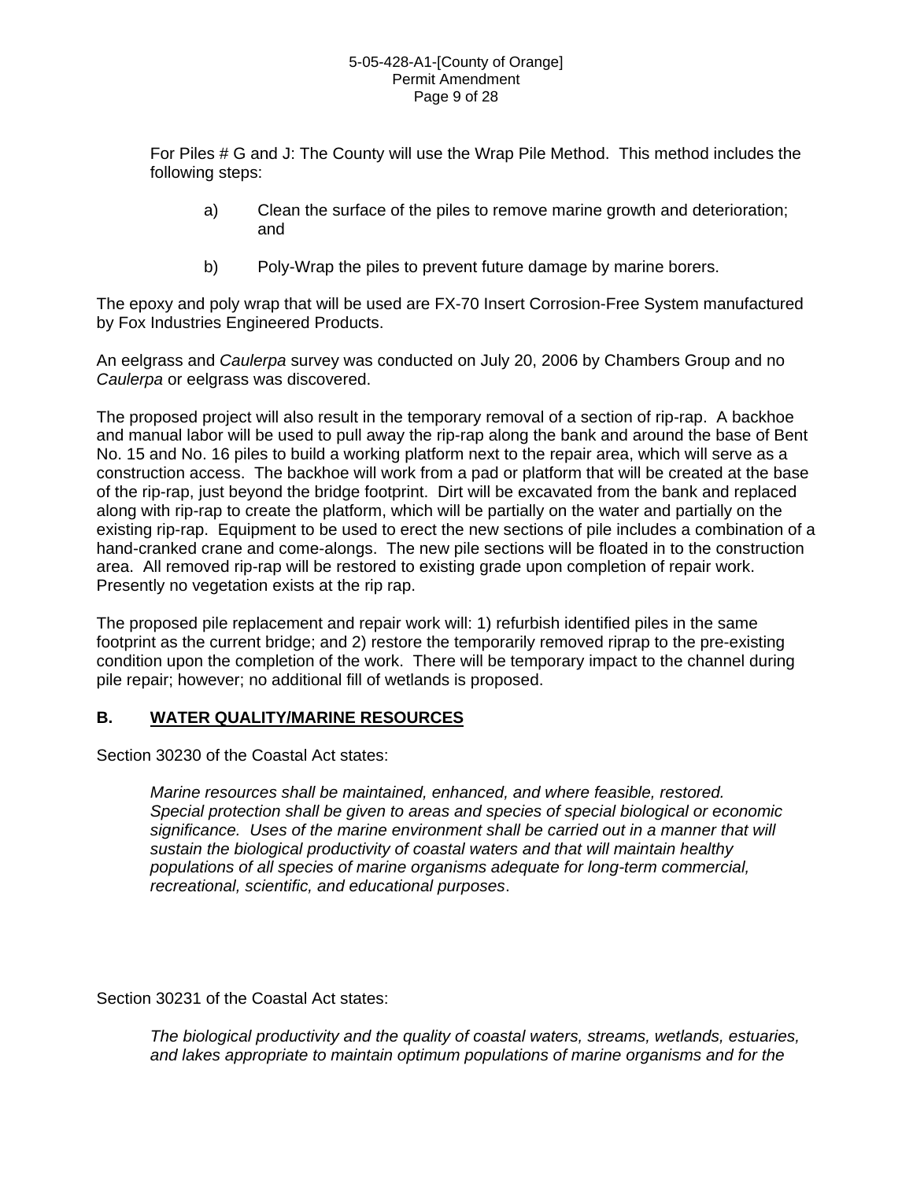For Piles # G and J: The County will use the Wrap Pile Method. This method includes the following steps:

a) Clean the surface of the piles to remove marine growth and deterioration; and

b) Poly-Wrap the piles to prevent future damage by marine borers.

The epoxy and poly wrap that will be used are FX-70 Insert Corrosion-Free System manufactured by Fox Industries Engineered Products.

An eelgrass and *Caulerpa* survey was conducted on July 20, 2006 by Chambers Group and no *Caulerpa* or eelgrass was discovered.

The proposed project will also result in the temporary removal of a section of rip-rap. A backhoe and manual labor will be used to pull away the rip-rap along the bank and around the base of Bent No. 15 and No. 16 piles to build a working platform next to the repair area, which will serve as a construction access. The backhoe will work from a pad or platform that will be created at the base of the rip-rap, just beyond the bridge footprint. Dirt will be excavated from the bank and replaced along with rip-rap to create the platform, which will be partially on the water and partially on the existing rip-rap. Equipment to be used to erect the new sections of pile includes a combination of a hand-cranked crane and come-alongs. The new pile sections will be floated in to the construction area. All removed rip-rap will be restored to existing grade upon completion of repair work. Presently no vegetation exists at the rip rap.

The proposed pile replacement and repair work will: 1) refurbish identified piles in the same footprint as the current bridge; and 2) restore the temporarily removed riprap to the pre-existing condition upon the completion of the work. There will be temporary impact to the channel during pile repair; however; no additional fill of wetlands is proposed.

## B. WATER QUALITY/MARINE RESOURCES

Section 30230 of the Coastal Act states:

> *Marine resources shall be maintained, enhanced, and where feasible, restored. Special protection shall be given to areas and species of special biological or economic significance. Uses of the marine environment shall be carried out in a manner that will sustain the biological productivity of coastal waters and that will maintain healthy populations of all species of marine organisms adequate for long-term commercial, recreational, scientific, and educational purposes*.

Section 30231 of the Coastal Act states:

> *The biological productivity and the quality of coastal waters, streams, wetlands, estuaries, and lakes appropriate to maintain optimum populations of marine organisms and for the*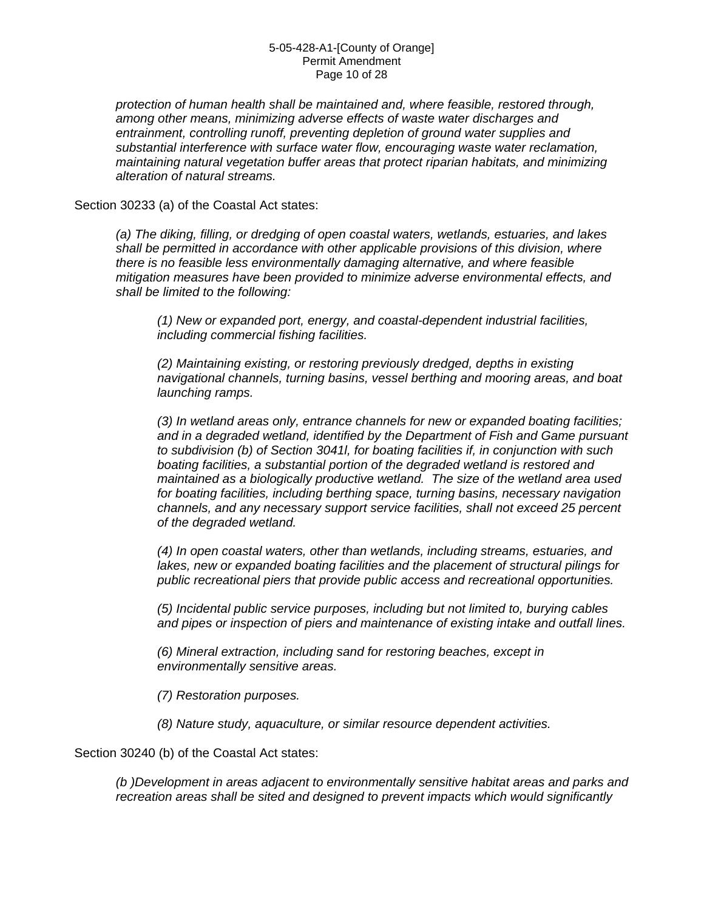*protection of human health shall be maintained and, where feasible, restored through, among other means, minimizing adverse effects of waste water discharges and entrainment, controlling runoff, preventing depletion of ground water supplies and substantial interference with surface water flow, encouraging waste water reclamation, maintaining natural vegetation buffer areas that protect riparian habitats, and minimizing alteration of natural streams.*

Section 30233 (a) of the Coastal Act states:

> *(a) The diking, filling, or dredging of open coastal waters, wetlands, estuaries, and lakes shall be permitted in accordance with other applicable provisions of this division, where there is no feasible less environmentally damaging alternative, and where feasible mitigation measures have been provided to minimize adverse environmental effects, and shall be limited to the following:*
>
> > *(1) New or expanded port, energy, and coastal-dependent industrial facilities, including commercial fishing facilities.*
> >
> > *(2) Maintaining existing, or restoring previously dredged, depths in existing navigational channels, turning basins, vessel berthing and mooring areas, and boat launching ramps.*
> >
> > *(3) In wetland areas only, entrance channels for new or expanded boating facilities; and in a degraded wetland, identified by the Department of Fish and Game pursuant to subdivision (b) of Section 3041l, for boating facilities if, in conjunction with such boating facilities, a substantial portion of the degraded wetland is restored and maintained as a biologically productive wetland. The size of the wetland area used for boating facilities, including berthing space, turning basins, necessary navigation channels, and any necessary support service facilities, shall not exceed 25 percent of the degraded wetland.*
> >
> > *(4) In open coastal waters, other than wetlands, including streams, estuaries, and lakes, new or expanded boating facilities and the placement of structural pilings for public recreational piers that provide public access and recreational opportunities.*
> >
> > *(5) Incidental public service purposes, including but not limited to, burying cables and pipes or inspection of piers and maintenance of existing intake and outfall lines.*
> >
> > *(6) Mineral extraction, including sand for restoring beaches, except in environmentally sensitive areas.*
> >
> > *(7) Restoration purposes.*
> >
> > *(8) Nature study, aquaculture, or similar resource dependent activities.*

Section 30240 (b) of the Coastal Act states:

> *(b )Development in areas adjacent to environmentally sensitive habitat areas and parks and recreation areas shall be sited and designed to prevent impacts which would significantly*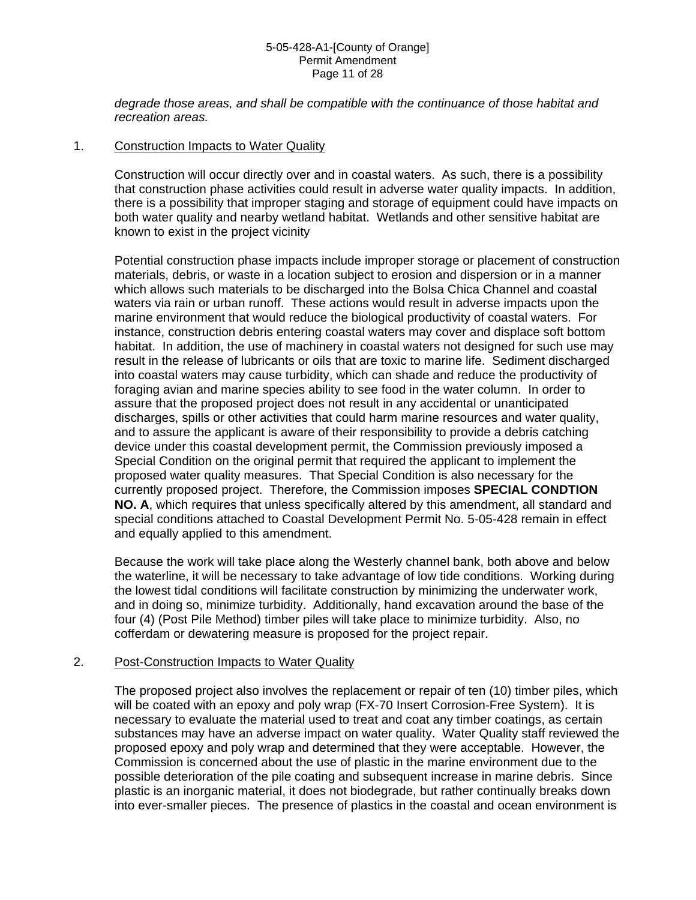*degrade those areas, and shall be compatible with the continuance of those habitat and recreation areas.*

1. Construction Impacts to Water Quality

Construction will occur directly over and in coastal waters. As such, there is a possibility that construction phase activities could result in adverse water quality impacts. In addition, there is a possibility that improper staging and storage of equipment could have impacts on both water quality and nearby wetland habitat. Wetlands and other sensitive habitat are known to exist in the project vicinity

Potential construction phase impacts include improper storage or placement of construction materials, debris, or waste in a location subject to erosion and dispersion or in a manner which allows such materials to be discharged into the Bolsa Chica Channel and coastal waters via rain or urban runoff. These actions would result in adverse impacts upon the marine environment that would reduce the biological productivity of coastal waters. For instance, construction debris entering coastal waters may cover and displace soft bottom habitat. In addition, the use of machinery in coastal waters not designed for such use may result in the release of lubricants or oils that are toxic to marine life. Sediment discharged into coastal waters may cause turbidity, which can shade and reduce the productivity of foraging avian and marine species ability to see food in the water column. In order to assure that the proposed project does not result in any accidental or unanticipated discharges, spills or other activities that could harm marine resources and water quality, and to assure the applicant is aware of their responsibility to provide a debris catching device under this coastal development permit, the Commission previously imposed a Special Condition on the original permit that required the applicant to implement the proposed water quality measures. That Special Condition is also necessary for the currently proposed project. Therefore, the Commission imposes **SPECIAL CONDTION NO. A**, which requires that unless specifically altered by this amendment, all standard and special conditions attached to Coastal Development Permit No. 5-05-428 remain in effect and equally applied to this amendment.

Because the work will take place along the Westerly channel bank, both above and below the waterline, it will be necessary to take advantage of low tide conditions. Working during the lowest tidal conditions will facilitate construction by minimizing the underwater work, and in doing so, minimize turbidity. Additionally, hand excavation around the base of the four (4) (Post Pile Method) timber piles will take place to minimize turbidity. Also, no cofferdam or dewatering measure is proposed for the project repair.

2. Post-Construction Impacts to Water Quality

The proposed project also involves the replacement or repair of ten (10) timber piles, which will be coated with an epoxy and poly wrap (FX-70 Insert Corrosion-Free System). It is necessary to evaluate the material used to treat and coat any timber coatings, as certain substances may have an adverse impact on water quality. Water Quality staff reviewed the proposed epoxy and poly wrap and determined that they were acceptable. However, the Commission is concerned about the use of plastic in the marine environment due to the possible deterioration of the pile coating and subsequent increase in marine debris. Since plastic is an inorganic material, it does not biodegrade, but rather continually breaks down into ever-smaller pieces. The presence of plastics in the coastal and ocean environment is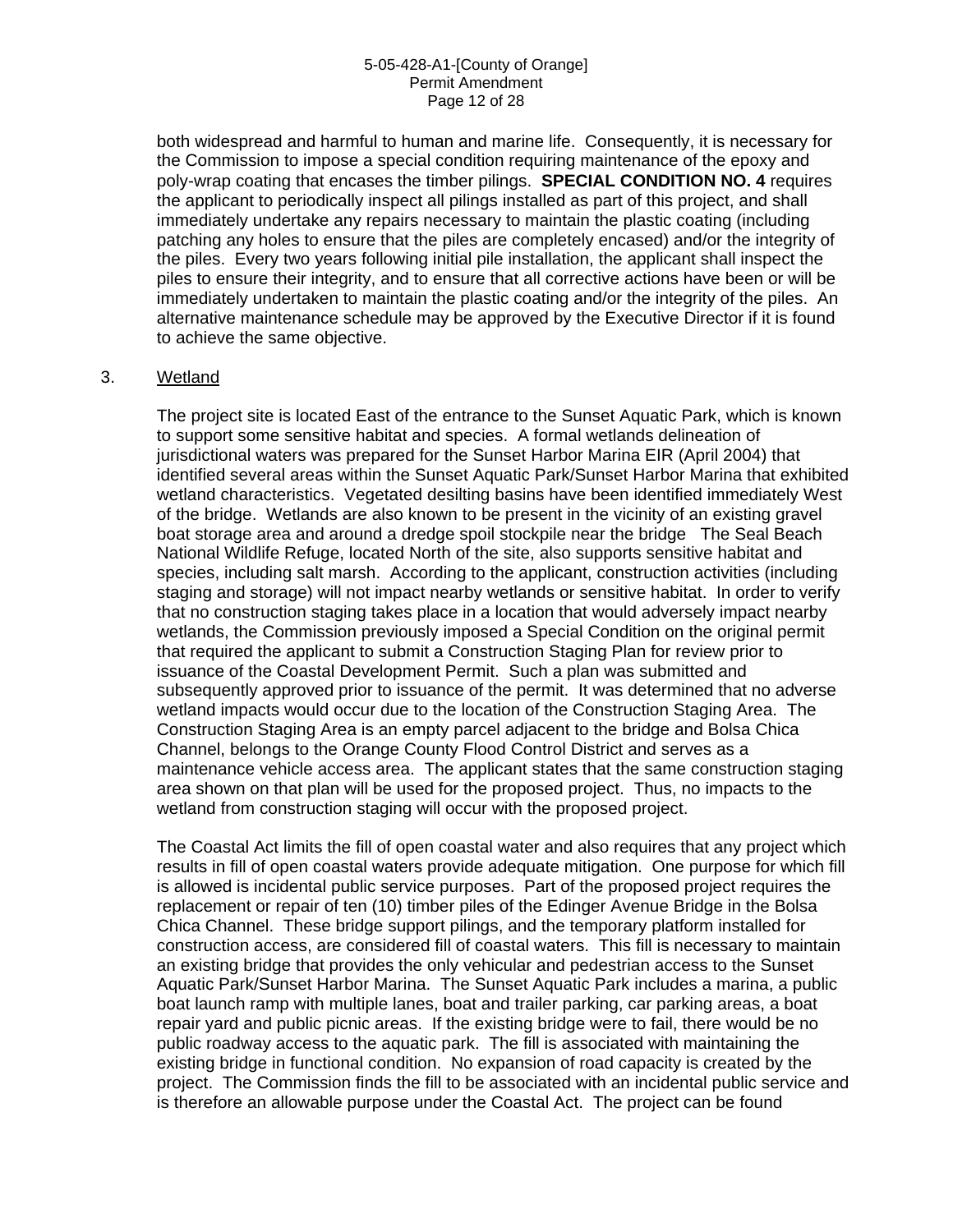both widespread and harmful to human and marine life. Consequently, it is necessary for the Commission to impose a special condition requiring maintenance of the epoxy and poly-wrap coating that encases the timber pilings. **SPECIAL CONDITION NO. 4** requires the applicant to periodically inspect all pilings installed as part of this project, and shall immediately undertake any repairs necessary to maintain the plastic coating (including patching any holes to ensure that the piles are completely encased) and/or the integrity of the piles. Every two years following initial pile installation, the applicant shall inspect the piles to ensure their integrity, and to ensure that all corrective actions have been or will be immediately undertaken to maintain the plastic coating and/or the integrity of the piles. An alternative maintenance schedule may be approved by the Executive Director if it is found to achieve the same objective.

3. Wetland

The project site is located East of the entrance to the Sunset Aquatic Park, which is known to support some sensitive habitat and species. A formal wetlands delineation of jurisdictional waters was prepared for the Sunset Harbor Marina EIR (April 2004) that identified several areas within the Sunset Aquatic Park/Sunset Harbor Marina that exhibited wetland characteristics. Vegetated desilting basins have been identified immediately West of the bridge. Wetlands are also known to be present in the vicinity of an existing gravel boat storage area and around a dredge spoil stockpile near the bridge The Seal Beach National Wildlife Refuge, located North of the site, also supports sensitive habitat and species, including salt marsh. According to the applicant, construction activities (including staging and storage) will not impact nearby wetlands or sensitive habitat. In order to verify that no construction staging takes place in a location that would adversely impact nearby wetlands, the Commission previously imposed a Special Condition on the original permit that required the applicant to submit a Construction Staging Plan for review prior to issuance of the Coastal Development Permit. Such a plan was submitted and subsequently approved prior to issuance of the permit. It was determined that no adverse wetland impacts would occur due to the location of the Construction Staging Area. The Construction Staging Area is an empty parcel adjacent to the bridge and Bolsa Chica Channel, belongs to the Orange County Flood Control District and serves as a maintenance vehicle access area. The applicant states that the same construction staging area shown on that plan will be used for the proposed project. Thus, no impacts to the wetland from construction staging will occur with the proposed project.

The Coastal Act limits the fill of open coastal water and also requires that any project which results in fill of open coastal waters provide adequate mitigation. One purpose for which fill is allowed is incidental public service purposes. Part of the proposed project requires the replacement or repair of ten (10) timber piles of the Edinger Avenue Bridge in the Bolsa Chica Channel. These bridge support pilings, and the temporary platform installed for construction access, are considered fill of coastal waters. This fill is necessary to maintain an existing bridge that provides the only vehicular and pedestrian access to the Sunset Aquatic Park/Sunset Harbor Marina. The Sunset Aquatic Park includes a marina, a public boat launch ramp with multiple lanes, boat and trailer parking, car parking areas, a boat repair yard and public picnic areas. If the existing bridge were to fail, there would be no public roadway access to the aquatic park. The fill is associated with maintaining the existing bridge in functional condition. No expansion of road capacity is created by the project. The Commission finds the fill to be associated with an incidental public service and is therefore an allowable purpose under the Coastal Act. The project can be found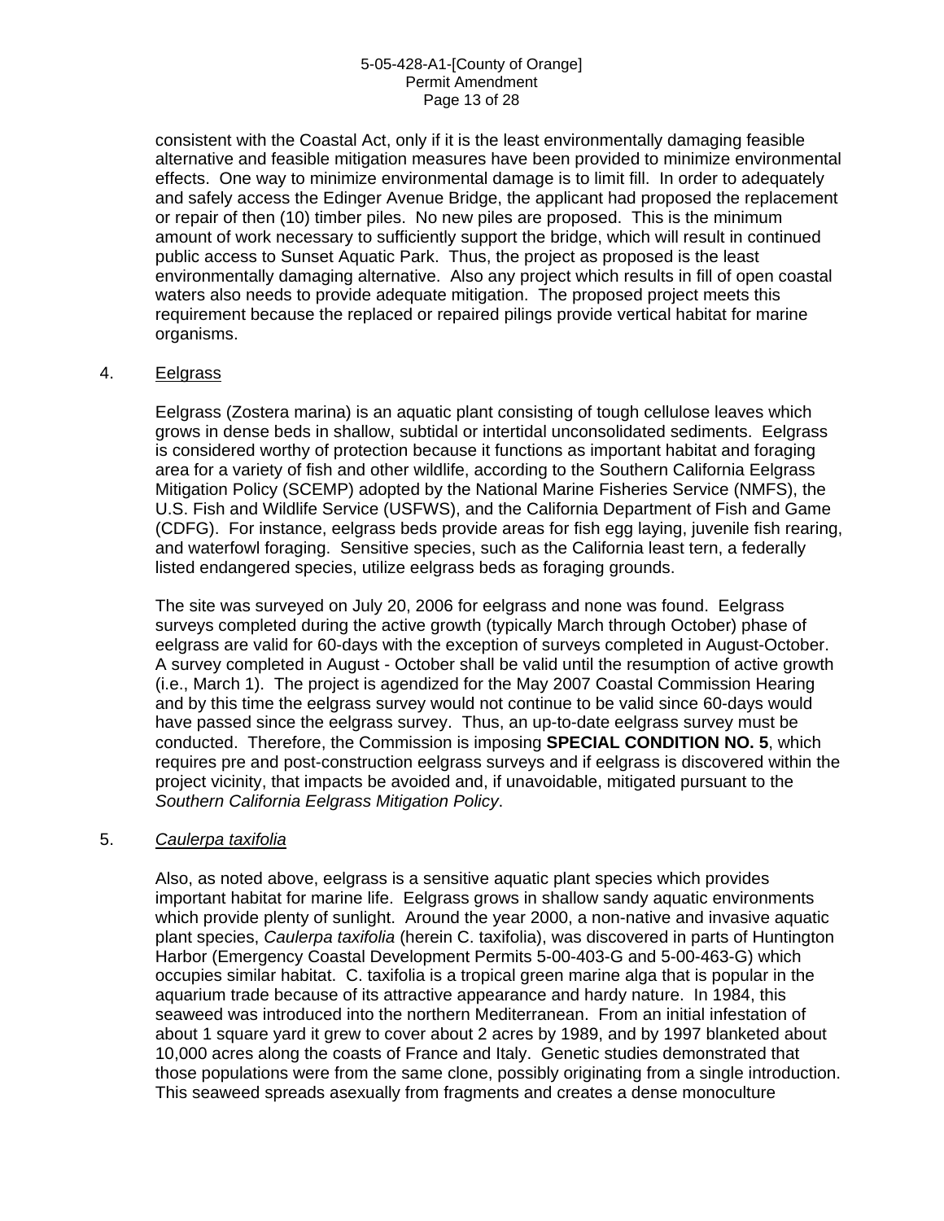consistent with the Coastal Act, only if it is the least environmentally damaging feasible alternative and feasible mitigation measures have been provided to minimize environmental effects. One way to minimize environmental damage is to limit fill. In order to adequately and safely access the Edinger Avenue Bridge, the applicant had proposed the replacement or repair of then (10) timber piles. No new piles are proposed. This is the minimum amount of work necessary to sufficiently support the bridge, which will result in continued public access to Sunset Aquatic Park. Thus, the project as proposed is the least environmentally damaging alternative. Also any project which results in fill of open coastal waters also needs to provide adequate mitigation. The proposed project meets this requirement because the replaced or repaired pilings provide vertical habitat for marine organisms.

4. <u>Eelgrass</u>

Eelgrass (Zostera marina) is an aquatic plant consisting of tough cellulose leaves which grows in dense beds in shallow, subtidal or intertidal unconsolidated sediments. Eelgrass is considered worthy of protection because it functions as important habitat and foraging area for a variety of fish and other wildlife, according to the Southern California Eelgrass Mitigation Policy (SCEMP) adopted by the National Marine Fisheries Service (NMFS), the U.S. Fish and Wildlife Service (USFWS), and the California Department of Fish and Game (CDFG). For instance, eelgrass beds provide areas for fish egg laying, juvenile fish rearing, and waterfowl foraging. Sensitive species, such as the California least tern, a federally listed endangered species, utilize eelgrass beds as foraging grounds.

The site was surveyed on July 20, 2006 for eelgrass and none was found. Eelgrass surveys completed during the active growth (typically March through October) phase of eelgrass are valid for 60-days with the exception of surveys completed in August-October. A survey completed in August - October shall be valid until the resumption of active growth (i.e., March 1). The project is agendized for the May 2007 Coastal Commission Hearing and by this time the eelgrass survey would not continue to be valid since 60-days would have passed since the eelgrass survey. Thus, an up-to-date eelgrass survey must be conducted. Therefore, the Commission is imposing **SPECIAL CONDITION NO. 5**, which requires pre and post-construction eelgrass surveys and if eelgrass is discovered within the project vicinity, that impacts be avoided and, if unavoidable, mitigated pursuant to the *Southern California Eelgrass Mitigation Policy*.

5. <u>*Caulerpa taxifolia*</u>

Also, as noted above, eelgrass is a sensitive aquatic plant species which provides important habitat for marine life. Eelgrass grows in shallow sandy aquatic environments which provide plenty of sunlight. Around the year 2000, a non-native and invasive aquatic plant species, *Caulerpa taxifolia* (herein C. taxifolia), was discovered in parts of Huntington Harbor (Emergency Coastal Development Permits 5-00-403-G and 5-00-463-G) which occupies similar habitat. C. taxifolia is a tropical green marine alga that is popular in the aquarium trade because of its attractive appearance and hardy nature. In 1984, this seaweed was introduced into the northern Mediterranean. From an initial infestation of about 1 square yard it grew to cover about 2 acres by 1989, and by 1997 blanketed about 10,000 acres along the coasts of France and Italy. Genetic studies demonstrated that those populations were from the same clone, possibly originating from a single introduction. This seaweed spreads asexually from fragments and creates a dense monoculture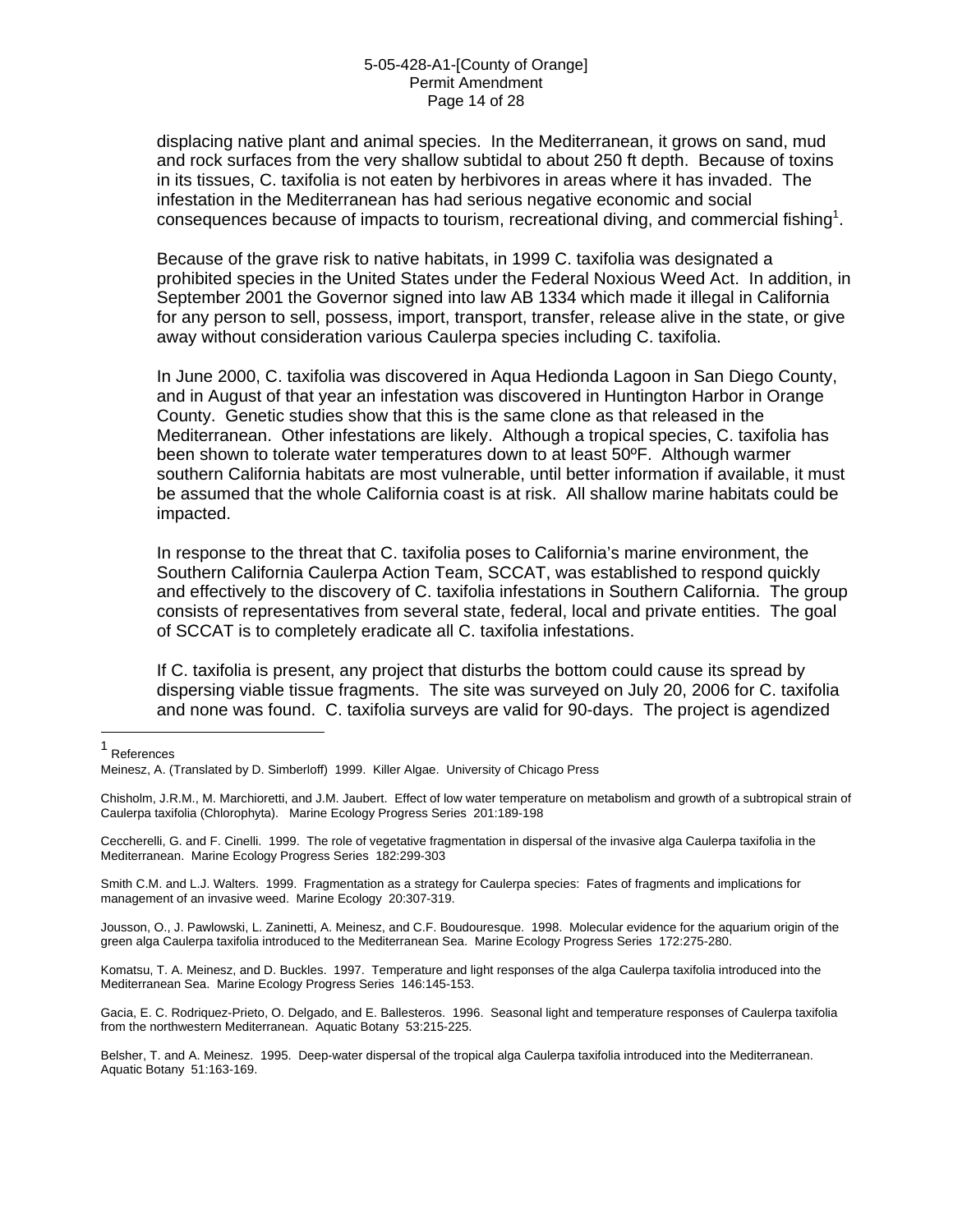displacing native plant and animal species. In the Mediterranean, it grows on sand, mud and rock surfaces from the very shallow subtidal to about 250 ft depth. Because of toxins in its tissues, C. taxifolia is not eaten by herbivores in areas where it has invaded. The infestation in the Mediterranean has had serious negative economic and social consequences because of impacts to tourism, recreational diving, and commercial fishing[1].

Because of the grave risk to native habitats, in 1999 C. taxifolia was designated a prohibited species in the United States under the Federal Noxious Weed Act. In addition, in September 2001 the Governor signed into law AB 1334 which made it illegal in California for any person to sell, possess, import, transport, transfer, release alive in the state, or give away without consideration various Caulerpa species including C. taxifolia.

In June 2000, C. taxifolia was discovered in Aqua Hedionda Lagoon in San Diego County, and in August of that year an infestation was discovered in Huntington Harbor in Orange County. Genetic studies show that this is the same clone as that released in the Mediterranean. Other infestations are likely. Although a tropical species, C. taxifolia has been shown to tolerate water temperatures down to at least 50ºF. Although warmer southern California habitats are most vulnerable, until better information if available, it must be assumed that the whole California coast is at risk. All shallow marine habitats could be impacted.

In response to the threat that C. taxifolia poses to California's marine environment, the Southern California Caulerpa Action Team, SCCAT, was established to respond quickly and effectively to the discovery of C. taxifolia infestations in Southern California. The group consists of representatives from several state, federal, local and private entities. The goal of SCCAT is to completely eradicate all C. taxifolia infestations.

If C. taxifolia is present, any project that disturbs the bottom could cause its spread by dispersing viable tissue fragments. The site was surveyed on July 20, 2006 for C. taxifolia and none was found. C. taxifolia surveys are valid for 90-days. The project is agendized

---

[1] References

Meinesz, A. (Translated by D. Simberloff) 1999. Killer Algae. University of Chicago Press

Chisholm, J.R.M., M. Marchioretti, and J.M. Jaubert. Effect of low water temperature on metabolism and growth of a subtropical strain of Caulerpa taxifolia (Chlorophyta). Marine Ecology Progress Series 201:189-198

Ceccherelli, G. and F. Cinelli. 1999. The role of vegetative fragmentation in dispersal of the invasive alga Caulerpa taxifolia in the Mediterranean. Marine Ecology Progress Series 182:299-303

Smith C.M. and L.J. Walters. 1999. Fragmentation as a strategy for Caulerpa species: Fates of fragments and implications for management of an invasive weed. Marine Ecology 20:307-319.

Jousson, O., J. Pawlowski, L. Zaninetti, A. Meinesz, and C.F. Boudouresque. 1998. Molecular evidence for the aquarium origin of the green alga Caulerpa taxifolia introduced to the Mediterranean Sea. Marine Ecology Progress Series 172:275-280.

Komatsu, T. A. Meinesz, and D. Buckles. 1997. Temperature and light responses of the alga Caulerpa taxifolia introduced into the Mediterranean Sea. Marine Ecology Progress Series 146:145-153.

Gacia, E. C. Rodriquez-Prieto, O. Delgado, and E. Ballesteros. 1996. Seasonal light and temperature responses of Caulerpa taxifolia from the northwestern Mediterranean. Aquatic Botany 53:215-225.

Belsher, T. and A. Meinesz. 1995. Deep-water dispersal of the tropical alga Caulerpa taxifolia introduced into the Mediterranean. Aquatic Botany 51:163-169.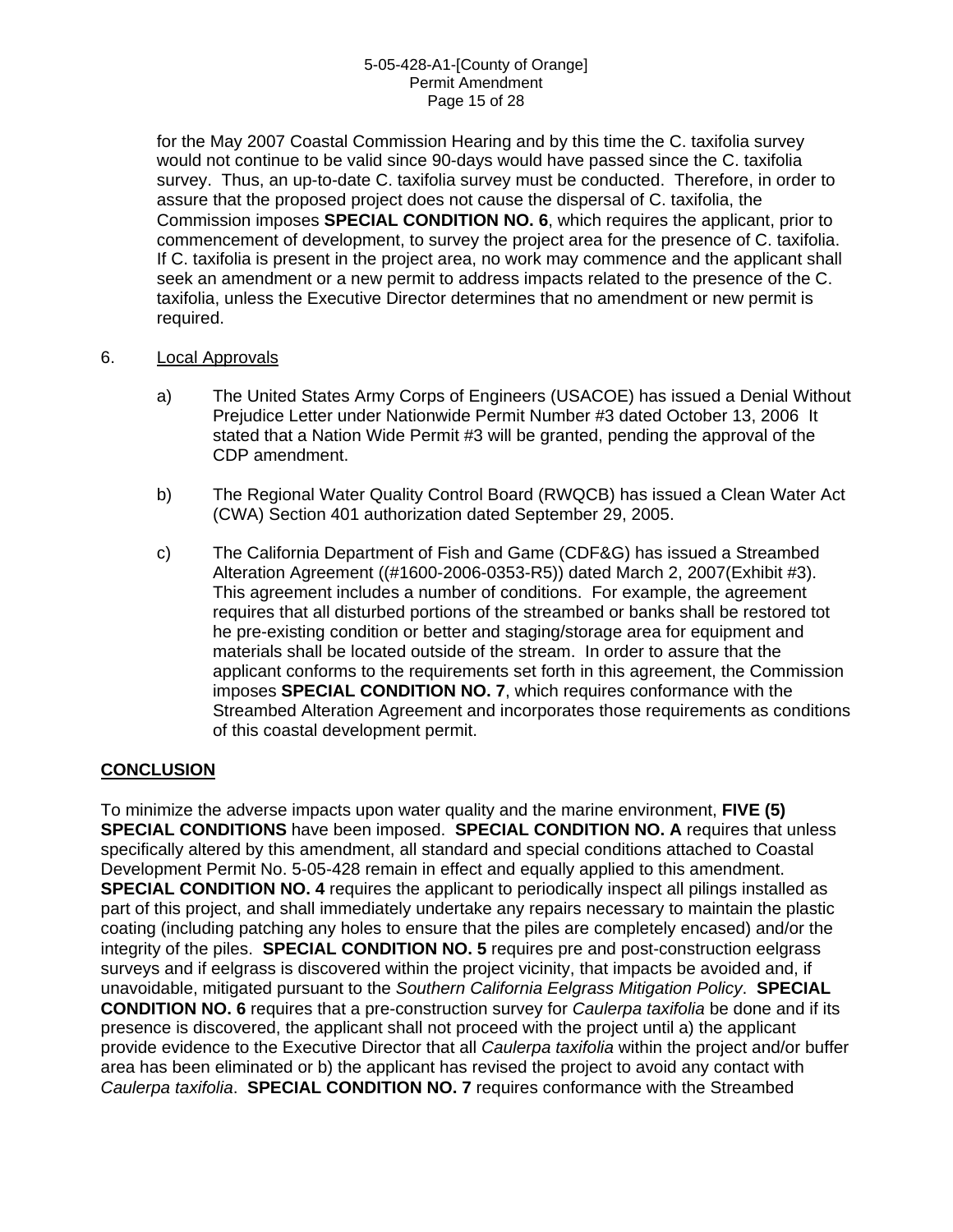for the May 2007 Coastal Commission Hearing and by this time the C. taxifolia survey would not continue to be valid since 90-days would have passed since the C. taxifolia survey. Thus, an up-to-date C. taxifolia survey must be conducted. Therefore, in order to assure that the proposed project does not cause the dispersal of C. taxifolia, the Commission imposes **SPECIAL CONDITION NO. 6**, which requires the applicant, prior to commencement of development, to survey the project area for the presence of C. taxifolia. If C. taxifolia is present in the project area, no work may commence and the applicant shall seek an amendment or a new permit to address impacts related to the presence of the C. taxifolia, unless the Executive Director determines that no amendment or new permit is required.

6. Local Approvals

   a) The United States Army Corps of Engineers (USACOE) has issued a Denial Without Prejudice Letter under Nationwide Permit Number #3 dated October 13, 2006 It stated that a Nation Wide Permit #3 will be granted, pending the approval of the CDP amendment.

   b) The Regional Water Quality Control Board (RWQCB) has issued a Clean Water Act (CWA) Section 401 authorization dated September 29, 2005.

   c) The California Department of Fish and Game (CDF&G) has issued a Streambed Alteration Agreement ((#1600-2006-0353-R5)) dated March 2, 2007(Exhibit #3). This agreement includes a number of conditions. For example, the agreement requires that all disturbed portions of the streambed or banks shall be restored tot he pre-existing condition or better and staging/storage area for equipment and materials shall be located outside of the stream. In order to assure that the applicant conforms to the requirements set forth in this agreement, the Commission imposes **SPECIAL CONDITION NO. 7**, which requires conformance with the Streambed Alteration Agreement and incorporates those requirements as conditions of this coastal development permit.

## CONCLUSION

To minimize the adverse impacts upon water quality and the marine environment, **FIVE (5) SPECIAL CONDITIONS** have been imposed. **SPECIAL CONDITION NO. A** requires that unless specifically altered by this amendment, all standard and special conditions attached to Coastal Development Permit No. 5-05-428 remain in effect and equally applied to this amendment. **SPECIAL CONDITION NO. 4** requires the applicant to periodically inspect all pilings installed as part of this project, and shall immediately undertake any repairs necessary to maintain the plastic coating (including patching any holes to ensure that the piles are completely encased) and/or the integrity of the piles. **SPECIAL CONDITION NO. 5** requires pre and post-construction eelgrass surveys and if eelgrass is discovered within the project vicinity, that impacts be avoided and, if unavoidable, mitigated pursuant to the *Southern California Eelgrass Mitigation Policy*. **SPECIAL CONDITION NO. 6** requires that a pre-construction survey for *Caulerpa taxifolia* be done and if its presence is discovered, the applicant shall not proceed with the project until a) the applicant provide evidence to the Executive Director that all *Caulerpa taxifolia* within the project and/or buffer area has been eliminated or b) the applicant has revised the project to avoid any contact with *Caulerpa taxifolia*. **SPECIAL CONDITION NO. 7** requires conformance with the Streambed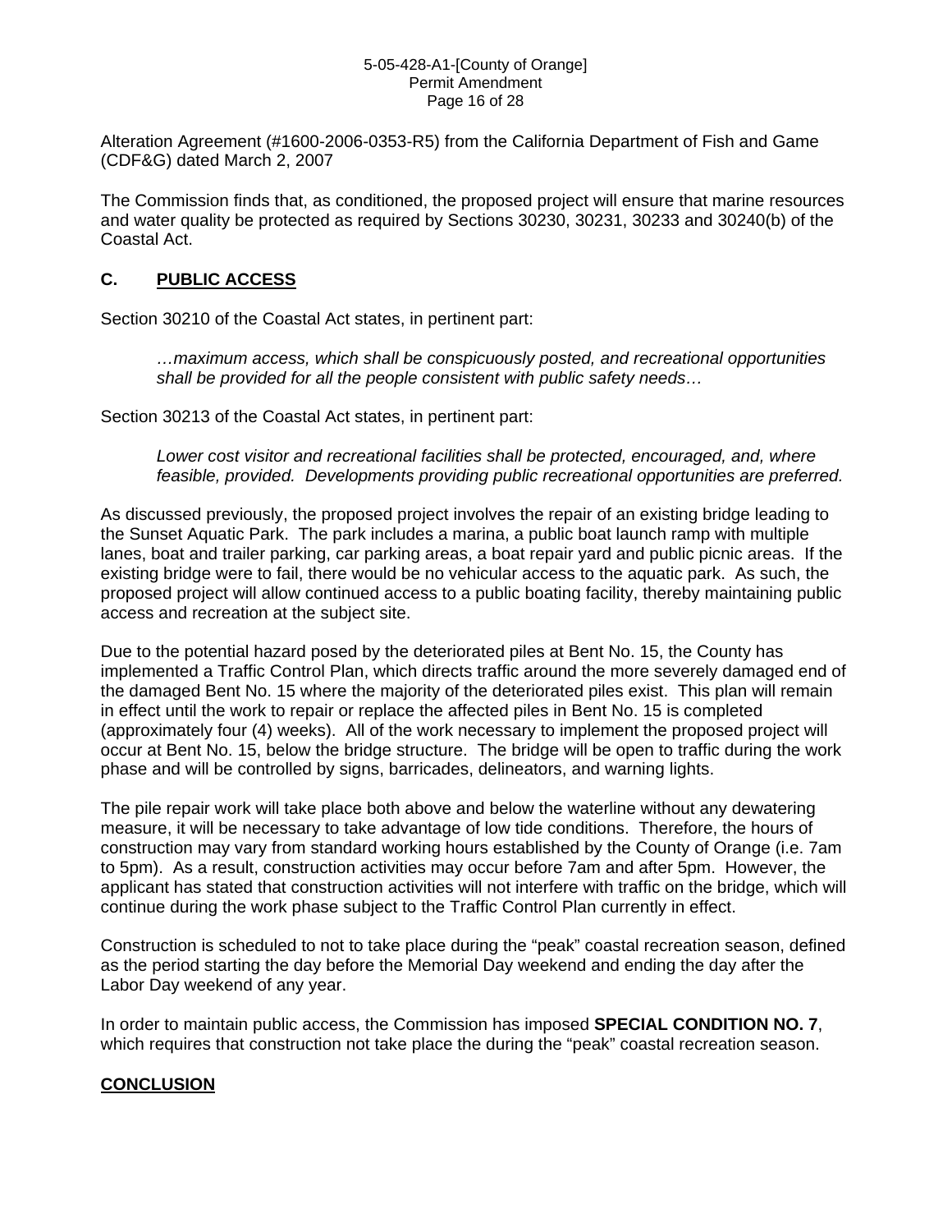Alteration Agreement (#1600-2006-0353-R5) from the California Department of Fish and Game (CDF&G) dated March 2, 2007

The Commission finds that, as conditioned, the proposed project will ensure that marine resources and water quality be protected as required by Sections 30230, 30231, 30233 and 30240(b) of the Coastal Act.

## C. PUBLIC ACCESS

Section 30210 of the Coastal Act states, in pertinent part:

> *…maximum access, which shall be conspicuously posted, and recreational opportunities shall be provided for all the people consistent with public safety needs…*

Section 30213 of the Coastal Act states, in pertinent part:

> *Lower cost visitor and recreational facilities shall be protected, encouraged, and, where feasible, provided. Developments providing public recreational opportunities are preferred.*

As discussed previously, the proposed project involves the repair of an existing bridge leading to the Sunset Aquatic Park. The park includes a marina, a public boat launch ramp with multiple lanes, boat and trailer parking, car parking areas, a boat repair yard and public picnic areas. If the existing bridge were to fail, there would be no vehicular access to the aquatic park. As such, the proposed project will allow continued access to a public boating facility, thereby maintaining public access and recreation at the subject site.

Due to the potential hazard posed by the deteriorated piles at Bent No. 15, the County has implemented a Traffic Control Plan, which directs traffic around the more severely damaged end of the damaged Bent No. 15 where the majority of the deteriorated piles exist. This plan will remain in effect until the work to repair or replace the affected piles in Bent No. 15 is completed (approximately four (4) weeks). All of the work necessary to implement the proposed project will occur at Bent No. 15, below the bridge structure. The bridge will be open to traffic during the work phase and will be controlled by signs, barricades, delineators, and warning lights.

The pile repair work will take place both above and below the waterline without any dewatering measure, it will be necessary to take advantage of low tide conditions. Therefore, the hours of construction may vary from standard working hours established by the County of Orange (i.e. 7am to 5pm). As a result, construction activities may occur before 7am and after 5pm. However, the applicant has stated that construction activities will not interfere with traffic on the bridge, which will continue during the work phase subject to the Traffic Control Plan currently in effect.

Construction is scheduled to not to take place during the "peak" coastal recreation season, defined as the period starting the day before the Memorial Day weekend and ending the day after the Labor Day weekend of any year.

In order to maintain public access, the Commission has imposed **SPECIAL CONDITION NO. 7**, which requires that construction not take place the during the "peak" coastal recreation season.

## CONCLUSION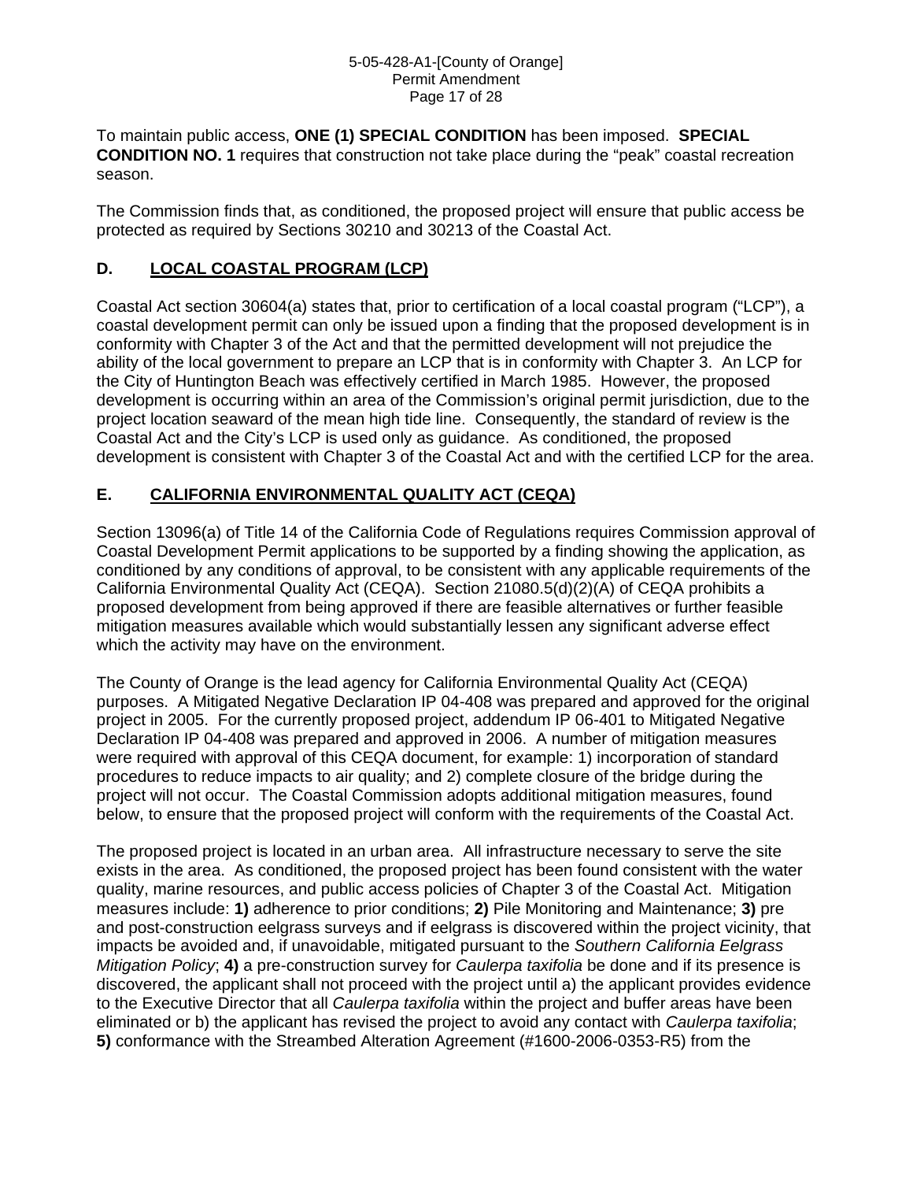To maintain public access, **ONE (1) SPECIAL CONDITION** has been imposed. **SPECIAL CONDITION NO. 1** requires that construction not take place during the "peak" coastal recreation season.

The Commission finds that, as conditioned, the proposed project will ensure that public access be protected as required by Sections 30210 and 30213 of the Coastal Act.

## D. LOCAL COASTAL PROGRAM (LCP)

Coastal Act section 30604(a) states that, prior to certification of a local coastal program ("LCP"), a coastal development permit can only be issued upon a finding that the proposed development is in conformity with Chapter 3 of the Act and that the permitted development will not prejudice the ability of the local government to prepare an LCP that is in conformity with Chapter 3. An LCP for the City of Huntington Beach was effectively certified in March 1985. However, the proposed development is occurring within an area of the Commission's original permit jurisdiction, due to the project location seaward of the mean high tide line. Consequently, the standard of review is the Coastal Act and the City's LCP is used only as guidance. As conditioned, the proposed development is consistent with Chapter 3 of the Coastal Act and with the certified LCP for the area.

## E. CALIFORNIA ENVIRONMENTAL QUALITY ACT (CEQA)

Section 13096(a) of Title 14 of the California Code of Regulations requires Commission approval of Coastal Development Permit applications to be supported by a finding showing the application, as conditioned by any conditions of approval, to be consistent with any applicable requirements of the California Environmental Quality Act (CEQA). Section 21080.5(d)(2)(A) of CEQA prohibits a proposed development from being approved if there are feasible alternatives or further feasible mitigation measures available which would substantially lessen any significant adverse effect which the activity may have on the environment.

The County of Orange is the lead agency for California Environmental Quality Act (CEQA) purposes. A Mitigated Negative Declaration IP 04-408 was prepared and approved for the original project in 2005. For the currently proposed project, addendum IP 06-401 to Mitigated Negative Declaration IP 04-408 was prepared and approved in 2006. A number of mitigation measures were required with approval of this CEQA document, for example: 1) incorporation of standard procedures to reduce impacts to air quality; and 2) complete closure of the bridge during the project will not occur. The Coastal Commission adopts additional mitigation measures, found below, to ensure that the proposed project will conform with the requirements of the Coastal Act.

The proposed project is located in an urban area. All infrastructure necessary to serve the site exists in the area. As conditioned, the proposed project has been found consistent with the water quality, marine resources, and public access policies of Chapter 3 of the Coastal Act. Mitigation measures include: **1)** adherence to prior conditions; **2)** Pile Monitoring and Maintenance; **3)** pre and post-construction eelgrass surveys and if eelgrass is discovered within the project vicinity, that impacts be avoided and, if unavoidable, mitigated pursuant to the *Southern California Eelgrass Mitigation Policy*; **4)** a pre-construction survey for *Caulerpa taxifolia* be done and if its presence is discovered, the applicant shall not proceed with the project until a) the applicant provides evidence to the Executive Director that all *Caulerpa taxifolia* within the project and buffer areas have been eliminated or b) the applicant has revised the project to avoid any contact with *Caulerpa taxifolia*; **5)** conformance with the Streambed Alteration Agreement (#1600-2006-0353-R5) from the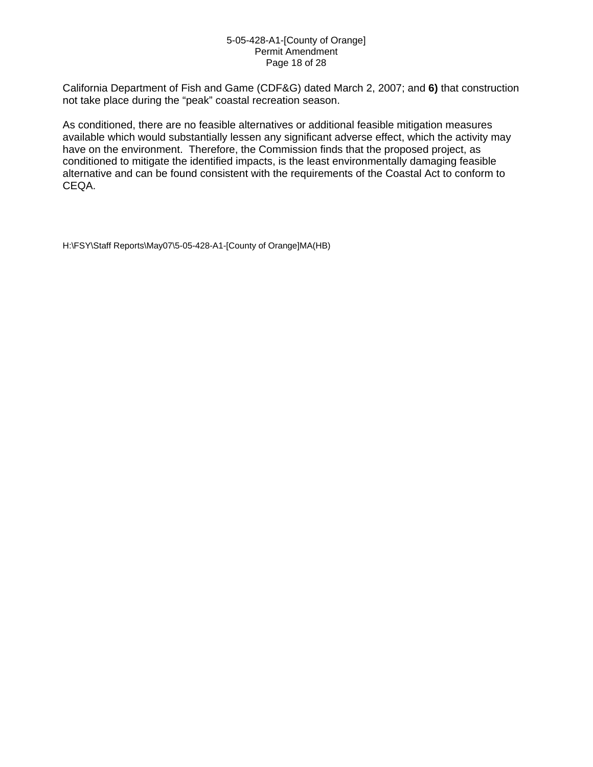California Department of Fish and Game (CDF&G) dated March 2, 2007; and **6)** that construction not take place during the "peak" coastal recreation season.

As conditioned, there are no feasible alternatives or additional feasible mitigation measures available which would substantially lessen any significant adverse effect, which the activity may have on the environment. Therefore, the Commission finds that the proposed project, as conditioned to mitigate the identified impacts, is the least environmentally damaging feasible alternative and can be found consistent with the requirements of the Coastal Act to conform to CEQA.

H:\FSY\Staff Reports\May07\5-05-428-A1-[County of Orange]MA(HB)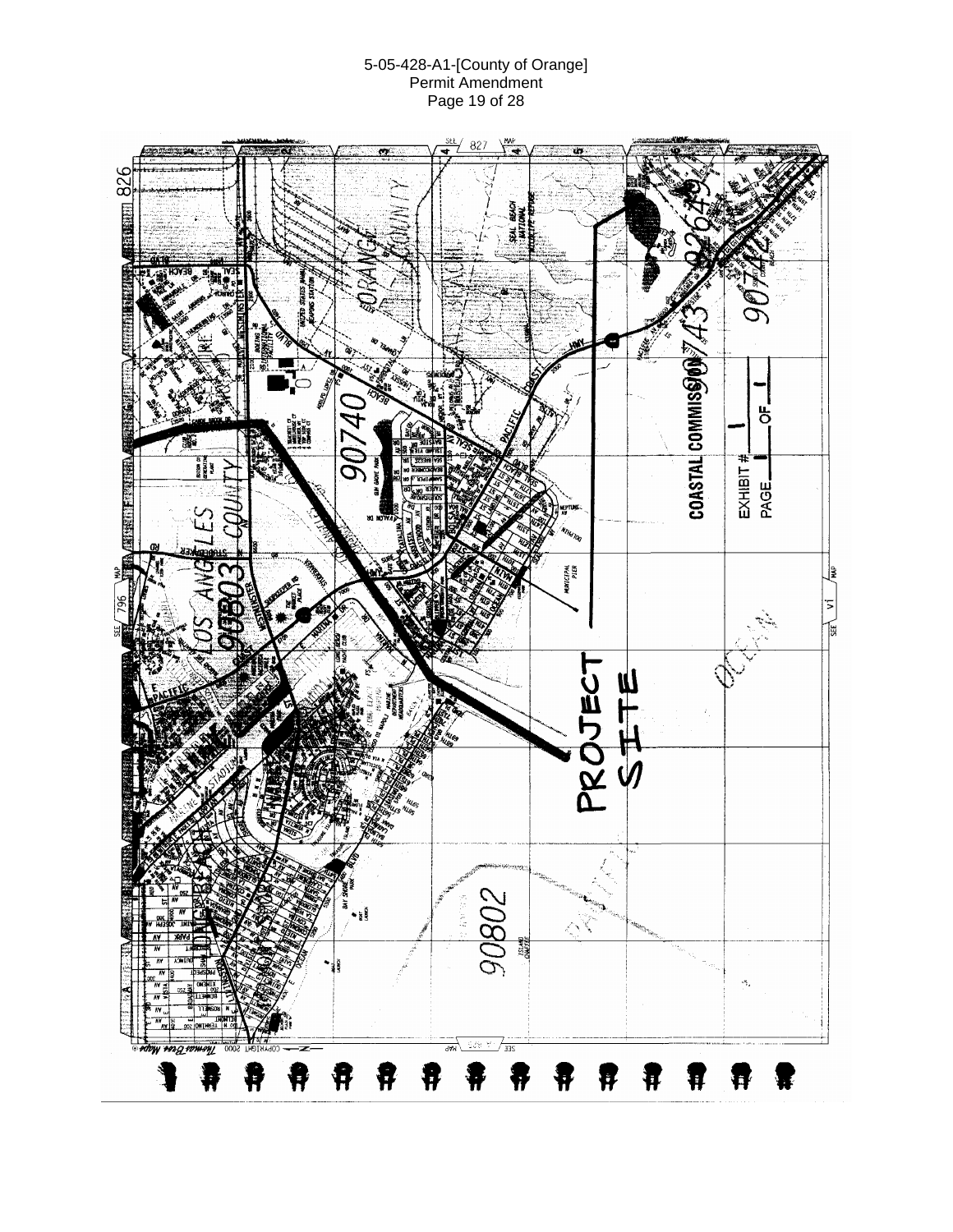COASTAL COMMISSION

EXHIBIT # 1

PAGE 1 OF 1

PROJECT SITE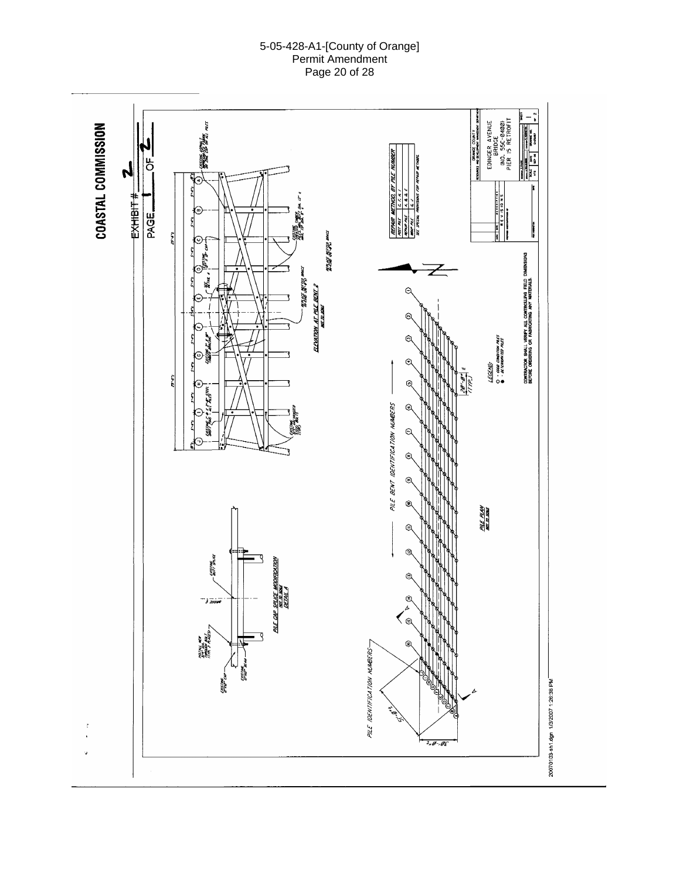COASTAL COMMISSION

EXHIBIT # 2

PAGE 1 OF 2

ELEVATION AT PILE BENT 2
NOT TO SCALE

PILE CAP SPLICE MODIFICATION
NOT TO SCALE
DETAIL A

PILE PLAN
NOT TO SCALE

PILE BENT IDENTIFICATION NUMBERS

PILE IDENTIFICATION NUMBERS

REPAIR METHOD BY PILE NUMBER

| | |
|---|---|
| POST PILE | C, F, H, I |
| REPAIR PILE | A, B, & E |
| WRAP PILE | G, J |

SEE SPECIAL PROVISIONS FOR REPAIR METHODS.

LEGEND:
○ - GOOD CONDITION PILES
● - DETERIORATED PILES

CONTRACTOR SHALL VERIFY ALL CONTROLLING FIELD DIMENSIONS BEFORE ORDERING OR FABRICATING ANY MATERIALS.

ORANGE COUNTY
RESOURCES AND DEVELOPMENT MANAGEMENT DEPARTMENT

EDINGER AVENUE BRIDGE
(NO. 55C-0400)
PIER 15 RETROFIT

20070103-sh1.dgn 1/3/2007 1:26:38 PM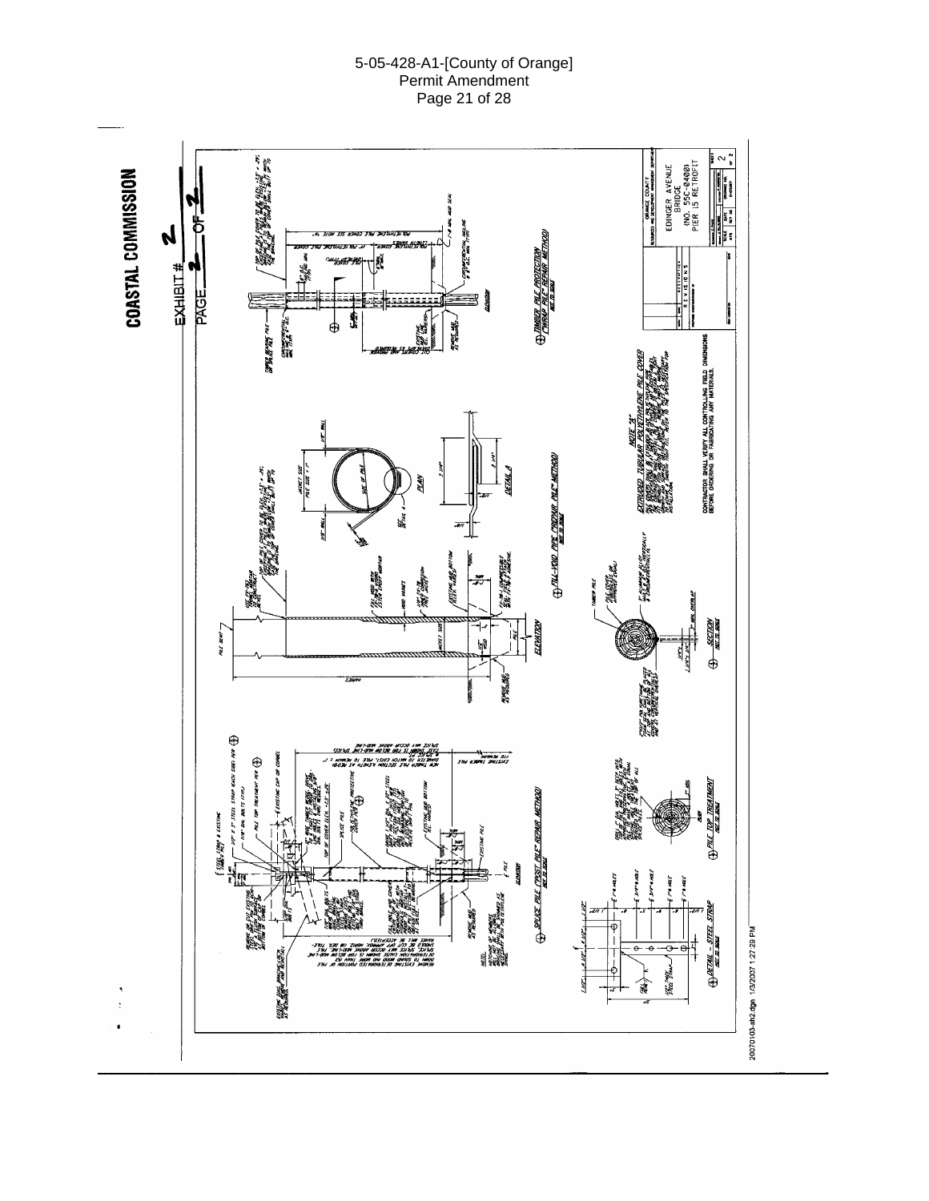COASTAL COMMISSION

EXHIBIT # 2

PAGE 2 OF 2

SPLICE PILE ("POST PILE" REPAIR METHOD)
NOT TO SCALE

DETAIL - STEEL STRAP
NOT TO SCALE

PILE TOP TREATMENT
NOT TO SCALE

FILL-VOID PIPE ("REPAIR PILE" METHOD)
NOT TO SCALE

SECTION
NOT TO SCALE

TIMBER PILE PROTECTION ("WRAP PILE" REPAIR METHOD)
NOT TO SCALE

NOTE "A"
EXTRUDED TUBULAR POLYETHYLENE PILE COVER

CONTRACTOR SHALL VERIFY ALL CONTROLLING FIELD DIMENSIONS BEFORE ORDERING OR FABRICATING ANY MATERIALS.

ORANGE COUNTY
RESOURCES AND DEVELOPMENT MANAGEMENT DEPARTMENT

EDINGER AVENUE BRIDGE
(NO. 55C-0400)
PIER 15 RETROFIT

SHEET 2 OF 2

20070103-sh2.dgn 1/3/2007 1:27:29 PM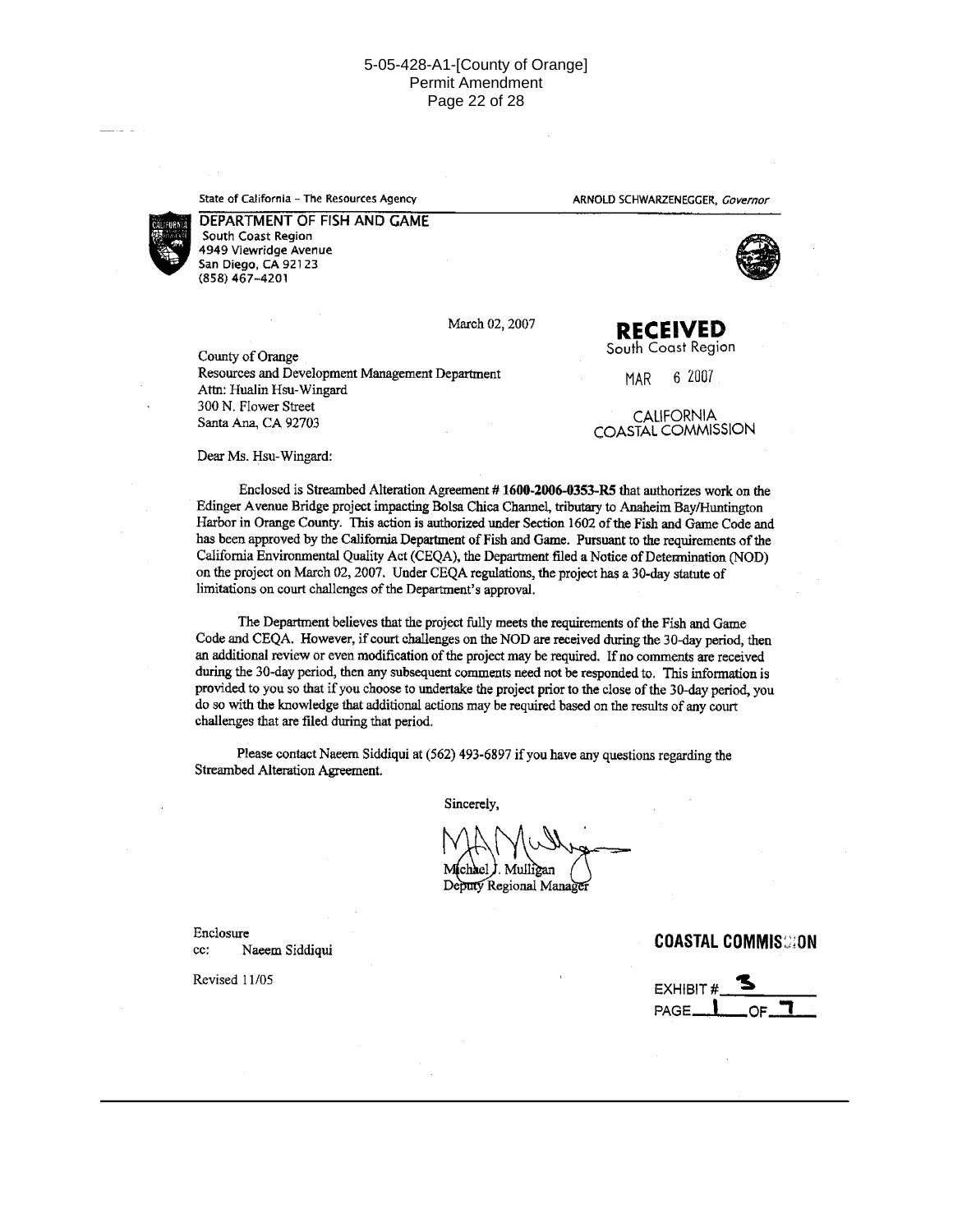State of California – The Resources Agency

ARNOLD SCHWARZENEGGER, *Governor*

**DEPARTMENT OF FISH AND GAME**
South Coast Region
4949 Viewridge Avenue
San Diego, CA 92123
(858) 467-4201

March 02, 2007

**RECEIVED**
South Coast Region

MAR 6 2007

CALIFORNIA
COASTAL COMMISSION

County of Orange
Resources and Development Management Department
Attn: Hualin Hsu-Wingard
300 N. Flower Street
Santa Ana, CA 92703

Dear Ms. Hsu-Wingard:

Enclosed is Streambed Alteration Agreement # **1600-2006-0353-R5** that authorizes work on the Edinger Avenue Bridge project impacting Bolsa Chica Channel, tributary to Anaheim Bay/Huntington Harbor in Orange County. This action is authorized under Section 1602 of the Fish and Game Code and has been approved by the California Department of Fish and Game. Pursuant to the requirements of the California Environmental Quality Act (CEQA), the Department filed a Notice of Determination (NOD) on the project on March 02, 2007. Under CEQA regulations, the project has a 30-day statute of limitations on court challenges of the Department's approval.

The Department believes that the project fully meets the requirements of the Fish and Game Code and CEQA. However, if court challenges on the NOD are received during the 30-day period, then an additional review or even modification of the project may be required. If no comments are received during the 30-day period, then any subsequent comments need not be responded to. This information is provided to you so that if you choose to undertake the project prior to the close of the 30-day period, you do so with the knowledge that additional actions may be required based on the results of any court challenges that are filed during that period.

Please contact Naeem Siddiqui at (562) 493-6897 if you have any questions regarding the Streambed Alteration Agreement.

Sincerely,

Michael J. Mulligan
Deputy Regional Manager

Enclosure
cc: Naeem Siddiqui

Revised 11/05

**COASTAL COMMISSION**

EXHIBIT # 3
PAGE 1 OF 7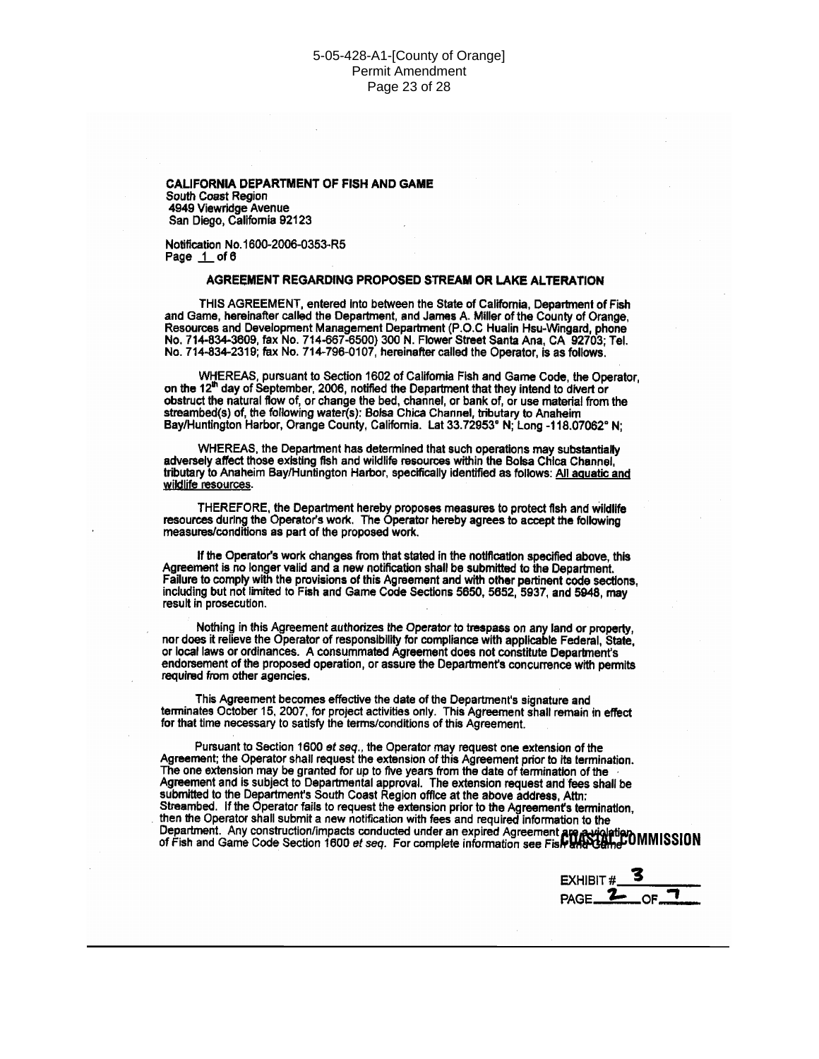**CALIFORNIA DEPARTMENT OF FISH AND GAME**
South Coast Region
4949 Viewridge Avenue
San Diego, California 92123

Notification No.1600-2006-0353-R5
Page 1 of 6

### AGREEMENT REGARDING PROPOSED STREAM OR LAKE ALTERATION

THIS AGREEMENT, entered into between the State of California, Department of Fish and Game, hereinafter called the Department, and James A. Miller of the County of Orange, Resources and Development Management Department (P.O.C Hualin Hsu-Wingard, phone No. 714-834-3609, fax No. 714-667-6500) 300 N. Flower Street Santa Ana, CA 92703; Tel. No. 714-834-2319; fax No. 714-796-0107, hereinafter called the Operator, is as follows.

WHEREAS, pursuant to Section 1602 of California Fish and Game Code, the Operator, on the 12th day of September, 2006, notified the Department that they intend to divert or obstruct the natural flow of, or change the bed, channel, or bank of, or use material from the streambed(s) of, the following water(s): Bolsa Chica Channel, tributary to Anaheim Bay/Huntington Harbor, Orange County, California. Lat 33.72953° N; Long -118.07062° N;

WHEREAS, the Department has determined that such operations may substantially adversely affect those existing fish and wildlife resources within the Bolsa Chica Channel, tributary to Anaheim Bay/Huntington Harbor, specifically identified as follows: All aquatic and wildlife resources.

THEREFORE, the Department hereby proposes measures to protect fish and wildlife resources during the Operator's work. The Operator hereby agrees to accept the following measures/conditions as part of the proposed work.

If the Operator's work changes from that stated in the notification specified above, this Agreement is no longer valid and a new notification shall be submitted to the Department. Failure to comply with the provisions of this Agreement and with other pertinent code sections, including but not limited to Fish and Game Code Sections 5650, 5652, 5937, and 5948, may result in prosecution.

Nothing in this Agreement authorizes the Operator to trespass on any land or property, nor does it relieve the Operator of responsibility for compliance with applicable Federal, State, or local laws or ordinances. A consummated Agreement does not constitute Department's endorsement of the proposed operation, or assure the Department's concurrence with permits required from other agencies.

This Agreement becomes effective the date of the Department's signature and terminates October 15, 2007, for project activities only. This Agreement shall remain in effect for that time necessary to satisfy the terms/conditions of this Agreement.

Pursuant to Section 1600 *et seq.*, the Operator may request one extension of the Agreement; the Operator shall request the extension of this Agreement prior to its termination. The one extension may be granted for up to five years from the date of termination of the Agreement and is subject to Departmental approval. The extension request and fees shall be submitted to the Department's South Coast Region office at the above address, Attn: Streambed. If the Operator fails to request the extension prior to the Agreement's termination, then the Operator shall submit a new notification with fees and required information to the Department. Any construction/impacts conducted under an expired Agreement are a violation of Fish and Game Code Section 1600 *et seq.* For complete information see Fish and Game

COASTAL COMMISSION

EXHIBIT # 3
PAGE 2 OF 7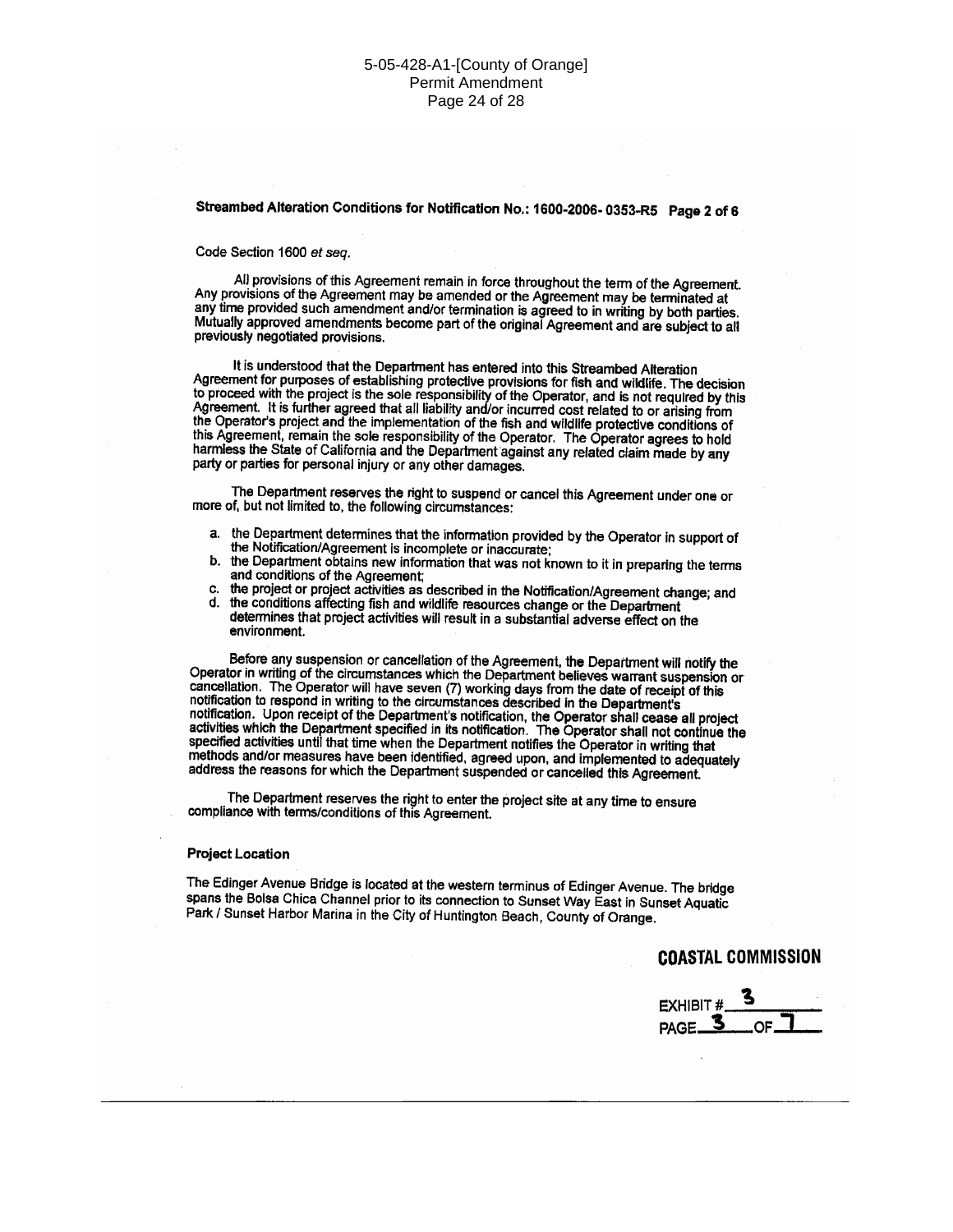**Streambed Alteration Conditions for Notification No.: 1600-2006- 0353-R5 Page 2 of 6**

Code Section 1600 *et seq.*

All provisions of this Agreement remain in force throughout the term of the Agreement. Any provisions of the Agreement may be amended or the Agreement may be terminated at any time provided such amendment and/or termination is agreed to in writing by both parties. Mutually approved amendments become part of the original Agreement and are subject to all previously negotiated provisions.

It is understood that the Department has entered into this Streambed Alteration Agreement for purposes of establishing protective provisions for fish and wildlife. The decision to proceed with the project is the sole responsibility of the Operator, and is not required by this Agreement. It is further agreed that all liability and/or incurred cost related to or arising from the Operator's project and the implementation of the fish and wildlife protective conditions of this Agreement, remain the sole responsibility of the Operator. The Operator agrees to hold harmless the State of California and the Department against any related claim made by any party or parties for personal injury or any other damages.

The Department reserves the right to suspend or cancel this Agreement under one or more of, but not limited to, the following circumstances:

a. the Department determines that the information provided by the Operator in support of the Notification/Agreement is incomplete or inaccurate;
b. the Department obtains new information that was not known to it in preparing the terms and conditions of the Agreement;
c. the project or project activities as described in the Notification/Agreement change; and
d. the conditions affecting fish and wildlife resources change or the Department determines that project activities will result in a substantial adverse effect on the environment.

Before any suspension or cancellation of the Agreement, the Department will notify the Operator in writing of the circumstances which the Department believes warrant suspension or cancellation. The Operator will have seven (7) working days from the date of receipt of this notification to respond in writing to the circumstances described in the Department's notification. Upon receipt of the Department's notification, the Operator shall cease all project activities which the Department specified in its notification. The Operator shall not continue the specified activities until that time when the Department notifies the Operator in writing that methods and/or measures have been identified, agreed upon, and implemented to adequately address the reasons for which the Department suspended or cancelled this Agreement.

The Department reserves the right to enter the project site at any time to ensure compliance with terms/conditions of this Agreement.

**Project Location**

The Edinger Avenue Bridge is located at the western terminus of Edinger Avenue. The bridge spans the Bolsa Chica Channel prior to its connection to Sunset Way East in Sunset Aquatic Park / Sunset Harbor Marina in the City of Huntington Beach, County of Orange.

**COASTAL COMMISSION**

EXHIBIT # 3
PAGE 3 OF 7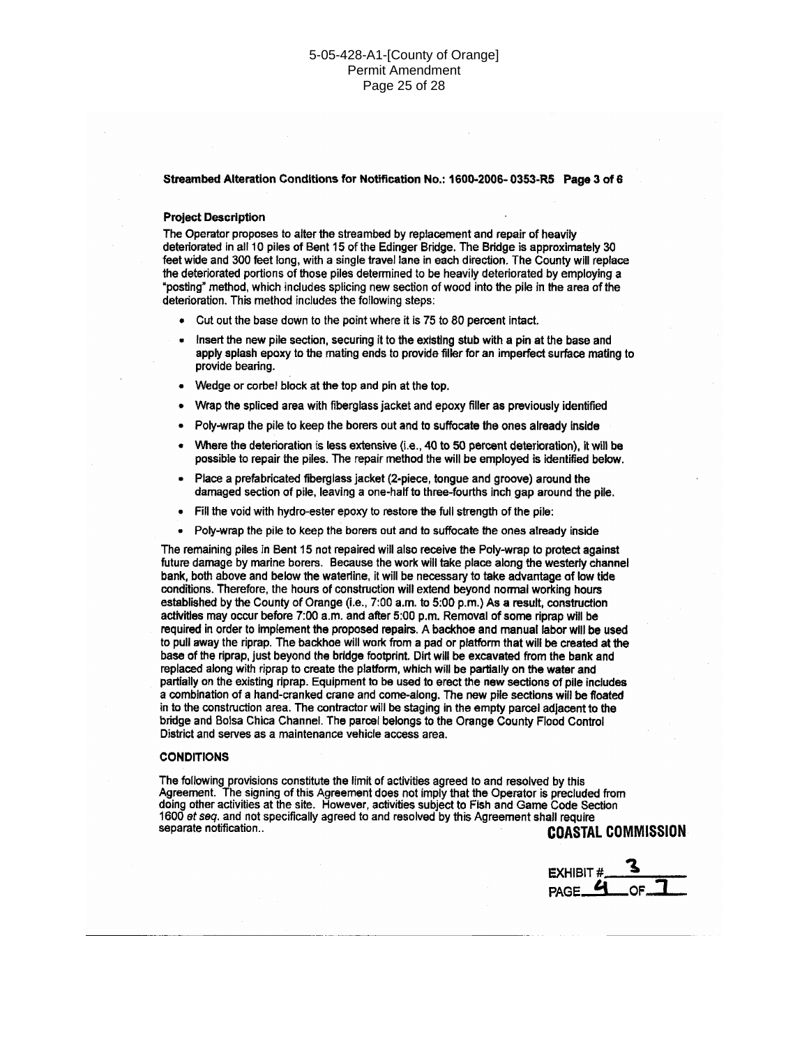**Streambed Alteration Conditions for Notification No.: 1600-2006- 0353-R5 Page 3 of 6**

**Project Description**

The Operator proposes to alter the streambed by replacement and repair of heavily deteriorated in all 10 piles of Bent 15 of the Edinger Bridge. The Bridge is approximately 30 feet wide and 300 feet long, with a single travel lane in each direction. The County will replace the deteriorated portions of those piles determined to be heavily deteriorated by employing a "posting" method, which includes splicing new section of wood into the pile in the area of the deterioration. This method includes the following steps:

- Cut out the base down to the point where it is 75 to 80 percent intact.
- Insert the new pile section, securing it to the existing stub with a pin at the base and apply splash epoxy to the mating ends to provide filler for an imperfect surface mating to provide bearing.
- Wedge or corbel block at the top and pin at the top.
- Wrap the spliced area with fiberglass jacket and epoxy filler as previously identified
- Poly-wrap the pile to keep the borers out and to suffocate the ones already inside
- Where the deterioration is less extensive (i.e., 40 to 50 percent deterioration), it will be possible to repair the piles. The repair method the will be employed is identified below.
- Place a prefabricated fiberglass jacket (2-piece, tongue and groove) around the damaged section of pile, leaving a one-half to three-fourths inch gap around the pile.
- Fill the void with hydro-ester epoxy to restore the full strength of the pile:
- Poly-wrap the pile to keep the borers out and to suffocate the ones already inside

The remaining piles in Bent 15 not repaired will also receive the Poly-wrap to protect against future damage by marine borers. Because the work will take place along the westerly channel bank, both above and below the waterline, it will be necessary to take advantage of low tide conditions. Therefore, the hours of construction will extend beyond normal working hours established by the County of Orange (i.e., 7:00 a.m. to 5:00 p.m.) As a result, construction activities may occur before 7:00 a.m. and after 5:00 p.m. Removal of some riprap will be required in order to implement the proposed repairs. A backhoe and manual labor will be used to pull away the riprap. The backhoe will work from a pad or platform that will be created at the base of the riprap, just beyond the bridge footprint. Dirt will be excavated from the bank and replaced along with riprap to create the platform, which will be partially on the water and partially on the existing riprap. Equipment to be used to erect the new sections of pile includes a combination of a hand-cranked crane and come-along. The new pile sections will be floated in to the construction area. The contractor will be staging in the empty parcel adjacent to the bridge and Bolsa Chica Channel. The parcel belongs to the Orange County Flood Control District and serves as a maintenance vehicle access area.

**CONDITIONS**

The following provisions constitute the limit of activities agreed to and resolved by this Agreement. The signing of this Agreement does not imply that the Operator is precluded from doing other activities at the site. However, activities subject to Fish and Game Code Section 1600 *et seq.* and not specifically agreed to and resolved by this Agreement shall require separate notification..

**COASTAL COMMISSION**

EXHIBIT # 3
PAGE 4 OF 7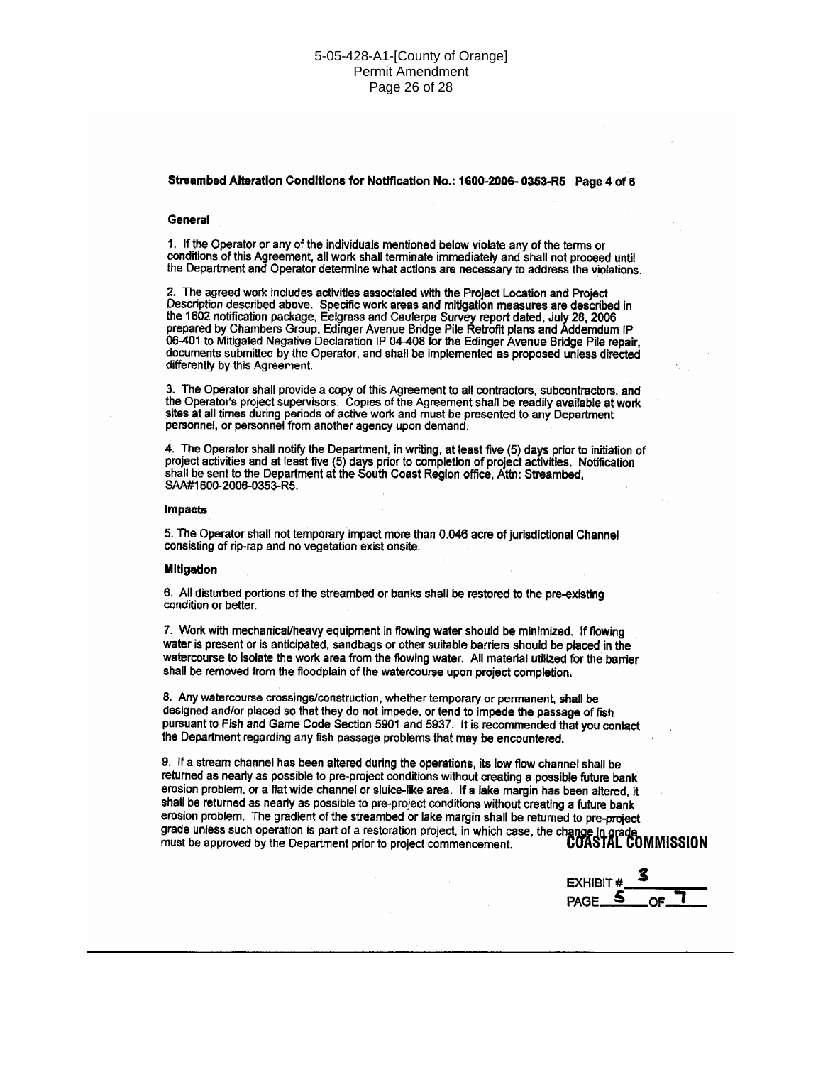**Streambed Alteration Conditions for Notification No.: 1600-2006- 0353-R5 Page 4 of 6**

**General**

1. If the Operator or any of the individuals mentioned below violate any of the terms or conditions of this Agreement, all work shall terminate immediately and shall not proceed until the Department and Operator determine what actions are necessary to address the violations.

2. The agreed work includes activities associated with the Project Location and Project Description described above. Specific work areas and mitigation measures are described in the 1602 notification package, Eelgrass and Caulerpa Survey report dated, July 28, 2006 prepared by Chambers Group, Edinger Avenue Bridge Pile Retrofit plans and Addemdum IP 06-401 to Mitigated Negative Declaration IP 04-408 for the Edinger Avenue Bridge Pile repair, documents submitted by the Operator, and shall be implemented as proposed unless directed differently by this Agreement.

3. The Operator shall provide a copy of this Agreement to all contractors, subcontractors, and the Operator's project supervisors. Copies of the Agreement shall be readily available at work sites at all times during periods of active work and must be presented to any Department personnel, or personnel from another agency upon demand.

4. The Operator shall notify the Department, in writing, at least five (5) days prior to initiation of project activities and at least five (5) days prior to completion of project activities. Notification shall be sent to the Department at the South Coast Region office, Attn: Streambed, SAA#1600-2006-0353-R5.

**Impacts**

5. The Operator shall not temporary impact more than 0.046 acre of jurisdictional Channel consisting of rip-rap and no vegetation exist onsite.

**Mitigation**

6. All disturbed portions of the streambed or banks shall be restored to the pre-existing condition or better.

7. Work with mechanical/heavy equipment in flowing water should be minimized. If flowing water is present or is anticipated, sandbags or other suitable barriers should be placed in the watercourse to isolate the work area from the flowing water. All material utilized for the barrier shall be removed from the floodplain of the watercourse upon project completion.

8. Any watercourse crossings/construction, whether temporary or permanent, shall be designed and/or placed so that they do not impede, or tend to impede the passage of fish pursuant to Fish and Game Code Section 5901 and 5937. It is recommended that you contact the Department regarding any fish passage problems that may be encountered.

9. If a stream channel has been altered during the operations, its low flow channel shall be returned as nearly as possible to pre-project conditions without creating a possible future bank erosion problem, or a flat wide channel or sluice-like area. If a lake margin has been altered, it shall be returned as nearly as possible to pre-project conditions without creating a future bank erosion problem. The gradient of the streambed or lake margin shall be returned to pre-project grade unless such operation is part of a restoration project, in which case, the change in grade must be approved by the Department prior to project commencement.

COASTAL COMMISSION

EXHIBIT # 3
PAGE 5 OF 7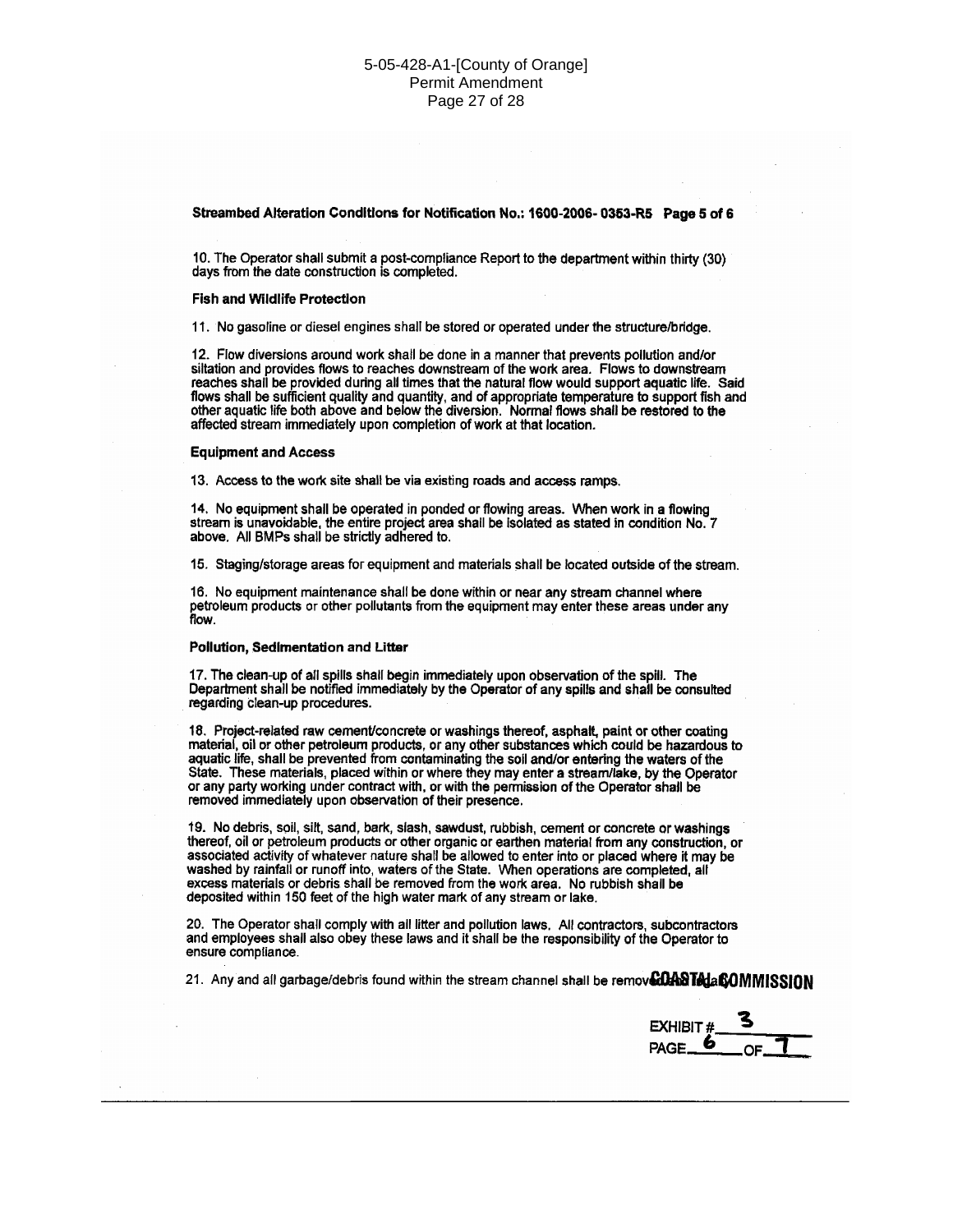**Streambed Alteration Conditions for Notification No.: 1600-2006- 0353-R5 Page 5 of 6**

10. The Operator shall submit a post-compliance Report to the department within thirty (30) days from the date construction is completed.

**Fish and Wildlife Protection**

11. No gasoline or diesel engines shall be stored or operated under the structure/bridge.

12. Flow diversions around work shall be done in a manner that prevents pollution and/or siltation and provides flows to reaches downstream of the work area. Flows to downstream reaches shall be provided during all times that the natural flow would support aquatic life. Said flows shall be sufficient quality and quantity, and of appropriate temperature to support fish and other aquatic life both above and below the diversion. Normal flows shall be restored to the affected stream immediately upon completion of work at that location.

**Equipment and Access**

13. Access to the work site shall be via existing roads and access ramps.

14. No equipment shall be operated in ponded or flowing areas. When work in a flowing stream is unavoidable, the entire project area shall be isolated as stated in condition No. 7 above. All BMPs shall be strictly adhered to.

15. Staging/storage areas for equipment and materials shall be located outside of the stream.

16. No equipment maintenance shall be done within or near any stream channel where petroleum products or other pollutants from the equipment may enter these areas under any flow.

**Pollution, Sedimentation and Litter**

17. The clean-up of all spills shall begin immediately upon observation of the spill. The Department shall be notified immediately by the Operator of any spills and shall be consulted regarding clean-up procedures.

18. Project-related raw cement/concrete or washings thereof, asphalt, paint or other coating material, oil or other petroleum products, or any other substances which could be hazardous to aquatic life, shall be prevented from contaminating the soil and/or entering the waters of the State. These materials, placed within or where they may enter a stream/lake, by the Operator or any party working under contract with, or with the permission of the Operator shall be removed immediately upon observation of their presence.

19. No debris, soil, silt, sand, bark, slash, sawdust, rubbish, cement or concrete or washings thereof, oil or petroleum products or other organic or earthen material from any construction, or associated activity of whatever nature shall be allowed to enter into or placed where it may be washed by rainfall or runoff into, waters of the State. When operations are completed, all excess materials or debris shall be removed from the work area. No rubbish shall be deposited within 150 feet of the high water mark of any stream or lake.

20. The Operator shall comply with all litter and pollution laws. All contractors, subcontractors and employees shall also obey these laws and it shall be the responsibility of the Operator to ensure compliance.

21. Any and all garbage/debris found within the stream channel shall be removed daily.

**COASTAL COMMISSION**

EXHIBIT # 3
PAGE 6 OF 7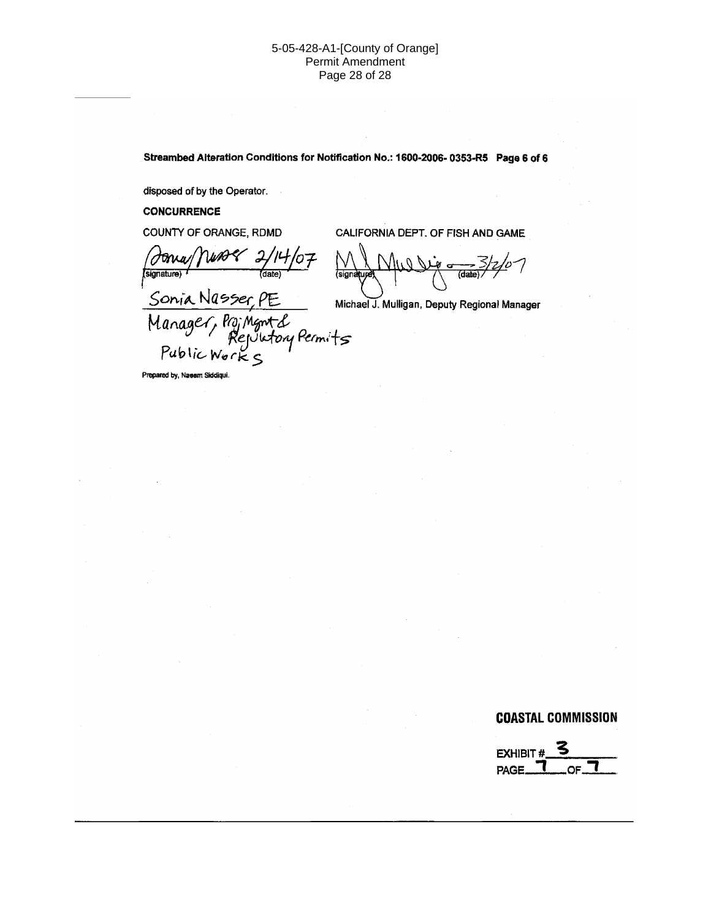**Streambed Alteration Conditions for Notification No.: 1600-2006- 0353-R5 Page 6 of 6**

disposed of by the Operator.

**CONCURRENCE**

COUNTY OF ORANGE, RDMD

Sonia Nasser 2/14/07
(signature) (date)

Sonia Nasser, PE
Manager, Proj Mgmt & Regulatory Permits
Public Works

CALIFORNIA DEPT. OF FISH AND GAME

M J Mulligan 3/2/07
(signature) (date)

Michael J. Mulligan, Deputy Regional Manager

Prepared by, Naeem Siddiqui.

**COASTAL COMMISSION**

EXHIBIT # 3
PAGE 7 OF 7